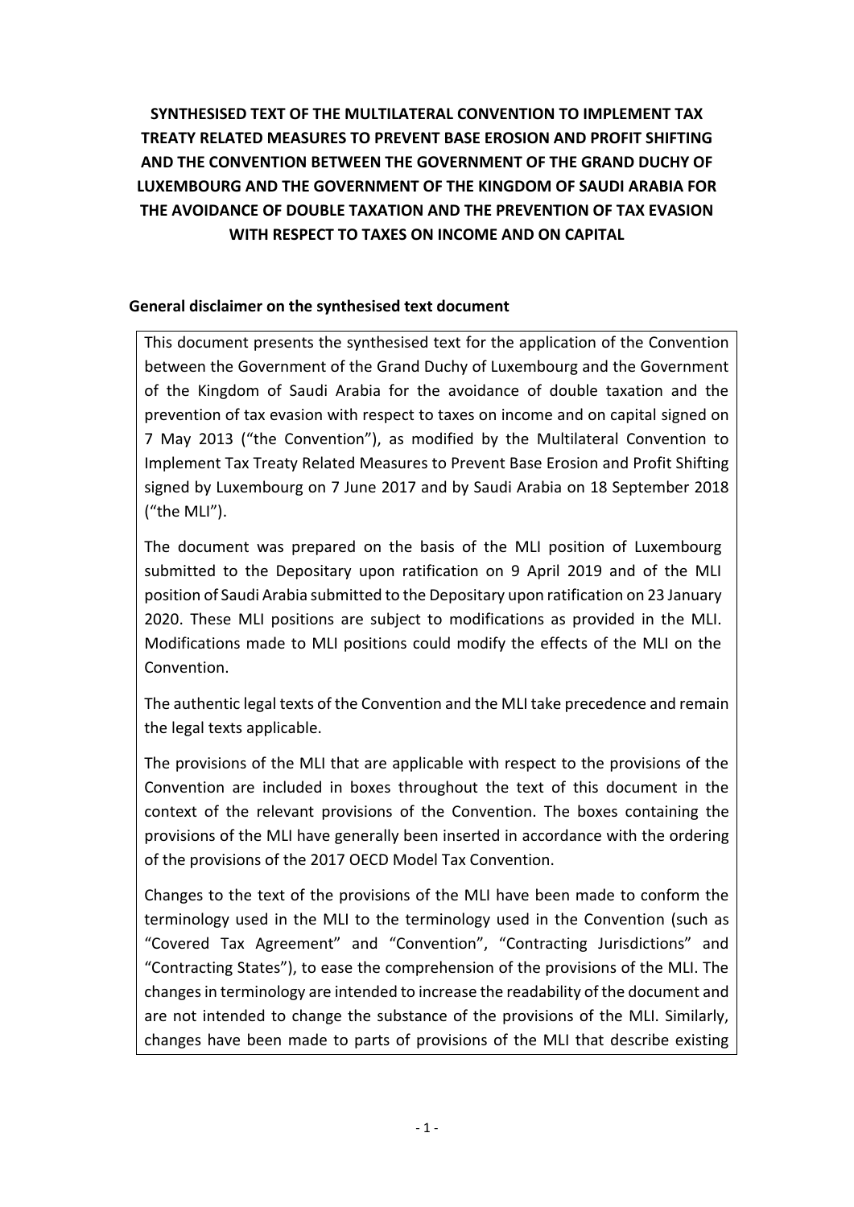# SYNTHESISED TEXT OF THE MULTILATERAL CONVENTION TO IMPLEMENT TAX TREATY RELATED MEASURES TO PREVENT BASE EROSION AND PROFIT SHIFTING AND THE CONVENTION BETWEEN THE GOVERNMENT OF THE GRAND DUCHY OF LUXEMBOURG AND THE GOVERNMENT OF THE KINGDOM OF SAUDI ARABIA FOR THE AVOIDANCE OF DOUBLE TAXATION AND THE PREVENTION OF TAX EVASION WITH RESPECT TO TAXES ON INCOME AND ON CAPITAL

## General disclaimer on the synthesised text document

This document presents the synthesised text for the application of the Convention between the Government of the Grand Duchy of Luxembourg and the Government of the Kingdom of Saudi Arabia for the avoidance of double taxation and the prevention of tax evasion with respect to taxes on income and on capital signed on 7 May 2013 ("the Convention"), as modified by the Multilateral Convention to Implement Tax Treaty Related Measures to Prevent Base Erosion and Profit Shifting signed by Luxembourg on 7 June 2017 and by Saudi Arabia on 18 September 2018 ("the MLI").

The document was prepared on the basis of the MLI position of Luxembourg submitted to the Depositary upon ratification on 9 April 2019 and of the MLI position of Saudi Arabia submitted to the Depositary upon ratification on 23 January 2020. These MLI positions are subject to modifications as provided in the MLI. Modifications made to MLI positions could modify the effects of the MLI on the Convention.

The authentic legal texts of the Convention and the MLI take precedence and remain the legal texts applicable.

The provisions of the MLI that are applicable with respect to the provisions of the Convention are included in boxes throughout the text of this document in the context of the relevant provisions of the Convention. The boxes containing the provisions of the MLI have generally been inserted in accordance with the ordering of the provisions of the 2017 OECD Model Tax Convention.

Changes to the text of the provisions of the MLI have been made to conform the terminology used in the MLI to the terminology used in the Convention (such as "Covered Tax Agreement" and "Convention", "Contracting Jurisdictions" and "Contracting States"), to ease the comprehension of the provisions of the MLI. The changes in terminology are intended to increase the readability of the document and are not intended to change the substance of the provisions of the MLI. Similarly, changes have been made to parts of provisions of the MLI that describe existing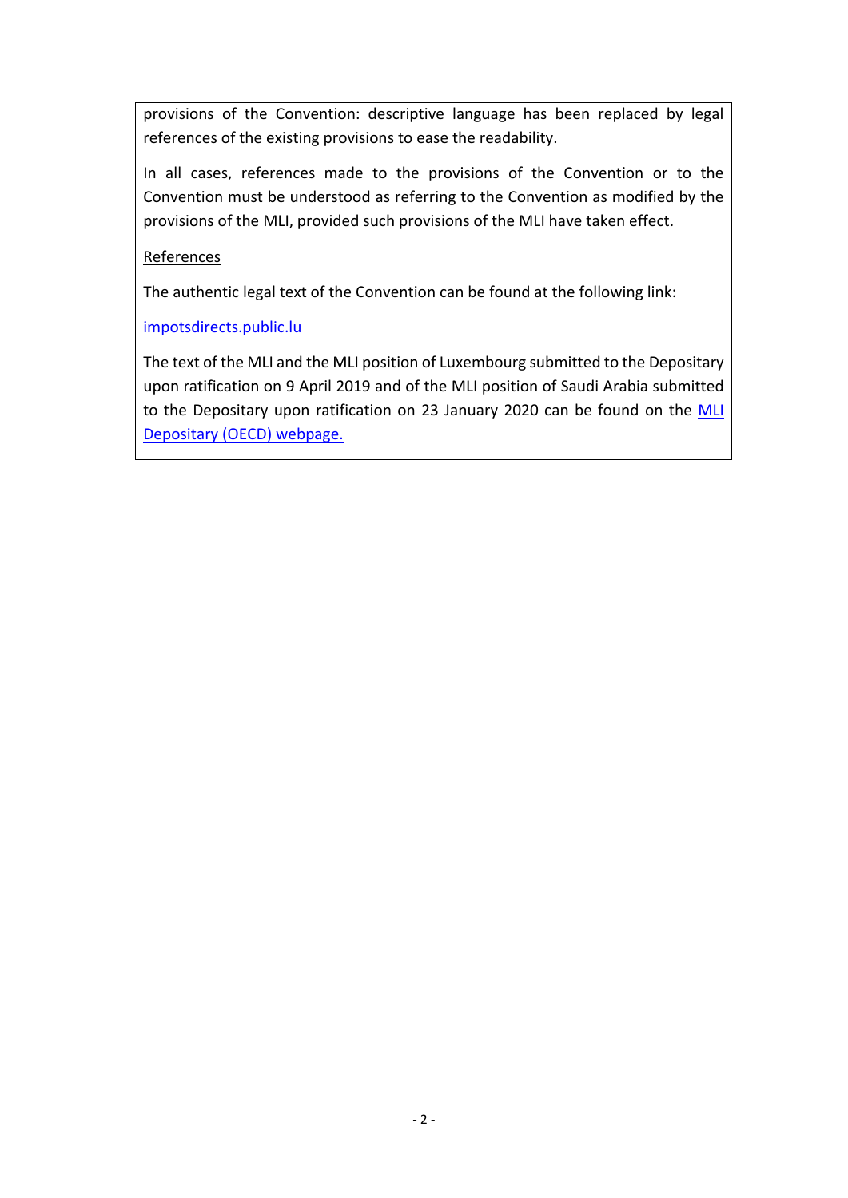provisions of the Convention: descriptive language has been replaced by legal references of the existing provisions to ease the readability.

In all cases, references made to the provisions of the Convention or to the Convention must be understood as referring to the Convention as modified by the provisions of the MLI, provided such provisions of the MLI have taken effect.

References

The authentic legal text of the Convention can be found at the following link:

impotsdirects.public.lu

The text of the MLI and the MLI position of Luxembourg submitted to the Depositary upon ratification on 9 April 2019 and of the MLI position of Saudi Arabia submitted to the Depositary upon ratification on 23 January 2020 can be found on the MLI Depositary (OECD) webpage.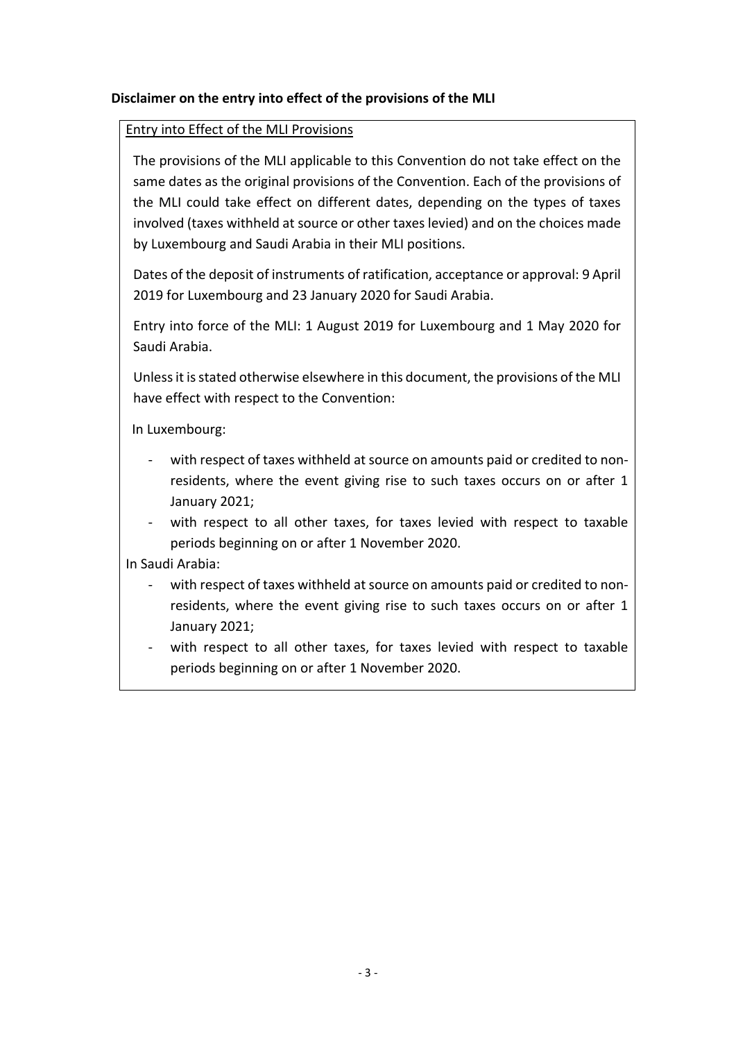**Disclaimer on the entry into effect of the provisions of the MLI**

Entry into Effect of the MLI Provisions

The provisions of the MLI applicable to this Convention do not take effect on the same dates as the original provisions of the Convention. Each of the provisions of the MLI could take effect on different dates, depending on the types of taxes involved (taxes withheld at source or other taxes levied) and on the choices made by Luxembourg and Saudi Arabia in their MLI positions.

Dates of the deposit of instruments of ratification, acceptance or approval: 9 April 2019 for Luxembourg and 23 January 2020 for Saudi Arabia.

Entry into force of the MLI: 1 August 2019 for Luxembourg and 1 May 2020 for Saudi Arabia.

Unless it is stated otherwise elsewhere in this document, the provisions of the MLI have effect with respect to the Convention:

In Luxembourg:

- with respect of taxes withheld at source on amounts paid or credited to non-residents, where the event giving rise to such taxes occurs on or after 1 January 2021;
- with respect to all other taxes, for taxes levied with respect to taxable periods beginning on or after 1 November 2020.

In Saudi Arabia:

- with respect of taxes withheld at source on amounts paid or credited to non-residents, where the event giving rise to such taxes occurs on or after 1 January 2021;
- with respect to all other taxes, for taxes levied with respect to taxable periods beginning on or after 1 November 2020.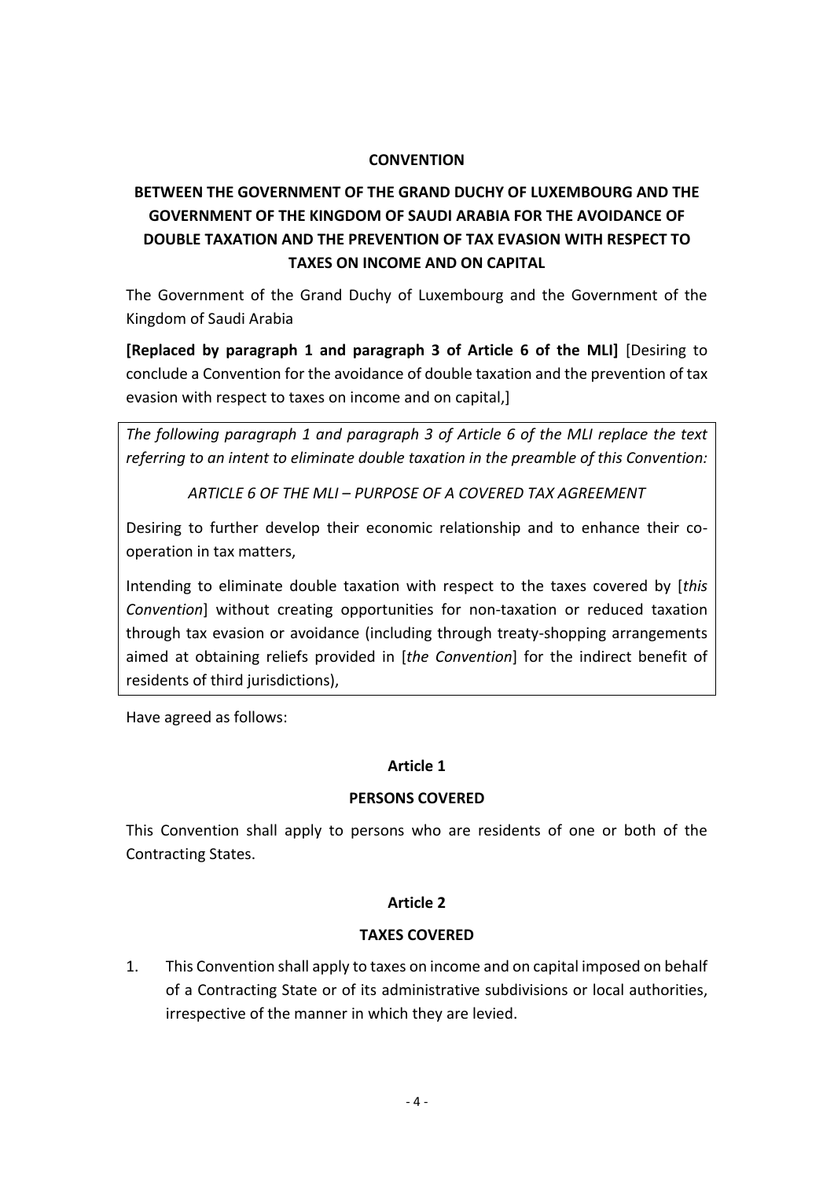**CONVENTION**

**BETWEEN THE GOVERNMENT OF THE GRAND DUCHY OF LUXEMBOURG AND THE GOVERNMENT OF THE KINGDOM OF SAUDI ARABIA FOR THE AVOIDANCE OF DOUBLE TAXATION AND THE PREVENTION OF TAX EVASION WITH RESPECT TO TAXES ON INCOME AND ON CAPITAL**

The Government of the Grand Duchy of Luxembourg and the Government of the Kingdom of Saudi Arabia

**[Replaced by paragraph 1 and paragraph 3 of Article 6 of the MLI]** [Desiring to conclude a Convention for the avoidance of double taxation and the prevention of tax evasion with respect to taxes on income and on capital,]

*The following paragraph 1 and paragraph 3 of Article 6 of the MLI replace the text referring to an intent to eliminate double taxation in the preamble of this Convention:*

*ARTICLE 6 OF THE MLI – PURPOSE OF A COVERED TAX AGREEMENT*

Desiring to further develop their economic relationship and to enhance their co-operation in tax matters,

Intending to eliminate double taxation with respect to the taxes covered by [*this Convention*] without creating opportunities for non-taxation or reduced taxation through tax evasion or avoidance (including through treaty-shopping arrangements aimed at obtaining reliefs provided in [*the Convention*] for the indirect benefit of residents of third jurisdictions),

Have agreed as follows:

**Article 1**

**PERSONS COVERED**

This Convention shall apply to persons who are residents of one or both of the Contracting States.

**Article 2**

**TAXES COVERED**

1. This Convention shall apply to taxes on income and on capital imposed on behalf of a Contracting State or of its administrative subdivisions or local authorities, irrespective of the manner in which they are levied.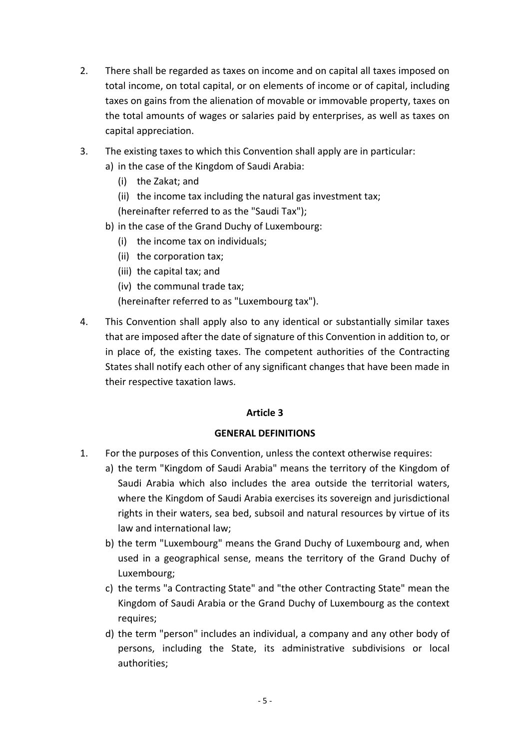2. There shall be regarded as taxes on income and on capital all taxes imposed on total income, on total capital, or on elements of income or of capital, including taxes on gains from the alienation of movable or immovable property, taxes on the total amounts of wages or salaries paid by enterprises, as well as taxes on capital appreciation.

3. The existing taxes to which this Convention shall apply are in particular:
   a) in the case of the Kingdom of Saudi Arabia:
      (i) the Zakat; and
      (ii) the income tax including the natural gas investment tax;
      
      (hereinafter referred to as the "Saudi Tax");
   b) in the case of the Grand Duchy of Luxembourg:
      (i) the income tax on individuals;
      (ii) the corporation tax;
      (iii) the capital tax; and
      (iv) the communal trade tax;
      
      (hereinafter referred to as "Luxembourg tax").

4. This Convention shall apply also to any identical or substantially similar taxes that are imposed after the date of signature of this Convention in addition to, or in place of, the existing taxes. The competent authorities of the Contracting States shall notify each other of any significant changes that have been made in their respective taxation laws.

## Article 3

## GENERAL DEFINITIONS

1. For the purposes of this Convention, unless the context otherwise requires:
   a) the term "Kingdom of Saudi Arabia" means the territory of the Kingdom of Saudi Arabia which also includes the area outside the territorial waters, where the Kingdom of Saudi Arabia exercises its sovereign and jurisdictional rights in their waters, sea bed, subsoil and natural resources by virtue of its law and international law;
   b) the term "Luxembourg" means the Grand Duchy of Luxembourg and, when used in a geographical sense, means the territory of the Grand Duchy of Luxembourg;
   c) the terms "a Contracting State" and "the other Contracting State" mean the Kingdom of Saudi Arabia or the Grand Duchy of Luxembourg as the context requires;
   d) the term "person" includes an individual, a company and any other body of persons, including the State, its administrative subdivisions or local authorities;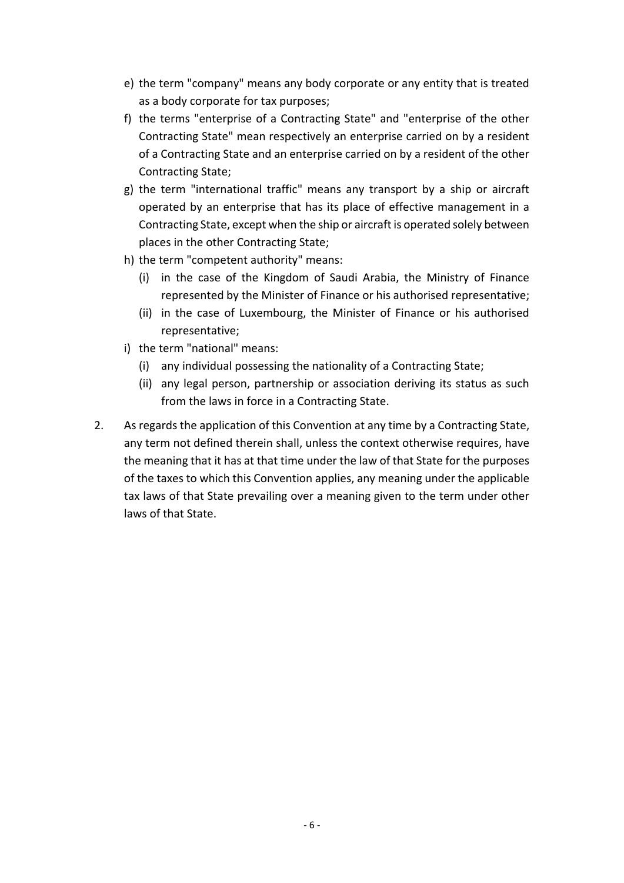e) the term "company" means any body corporate or any entity that is treated as a body corporate for tax purposes;

f) the terms "enterprise of a Contracting State" and "enterprise of the other Contracting State" mean respectively an enterprise carried on by a resident of a Contracting State and an enterprise carried on by a resident of the other Contracting State;

g) the term "international traffic" means any transport by a ship or aircraft operated by an enterprise that has its place of effective management in a Contracting State, except when the ship or aircraft is operated solely between places in the other Contracting State;

h) the term "competent authority" means:

   (i) in the case of the Kingdom of Saudi Arabia, the Ministry of Finance represented by the Minister of Finance or his authorised representative;

   (ii) in the case of Luxembourg, the Minister of Finance or his authorised representative;

i) the term "national" means:

   (i) any individual possessing the nationality of a Contracting State;

   (ii) any legal person, partnership or association deriving its status as such from the laws in force in a Contracting State.

2. As regards the application of this Convention at any time by a Contracting State, any term not defined therein shall, unless the context otherwise requires, have the meaning that it has at that time under the law of that State for the purposes of the taxes to which this Convention applies, any meaning under the applicable tax laws of that State prevailing over a meaning given to the term under other laws of that State.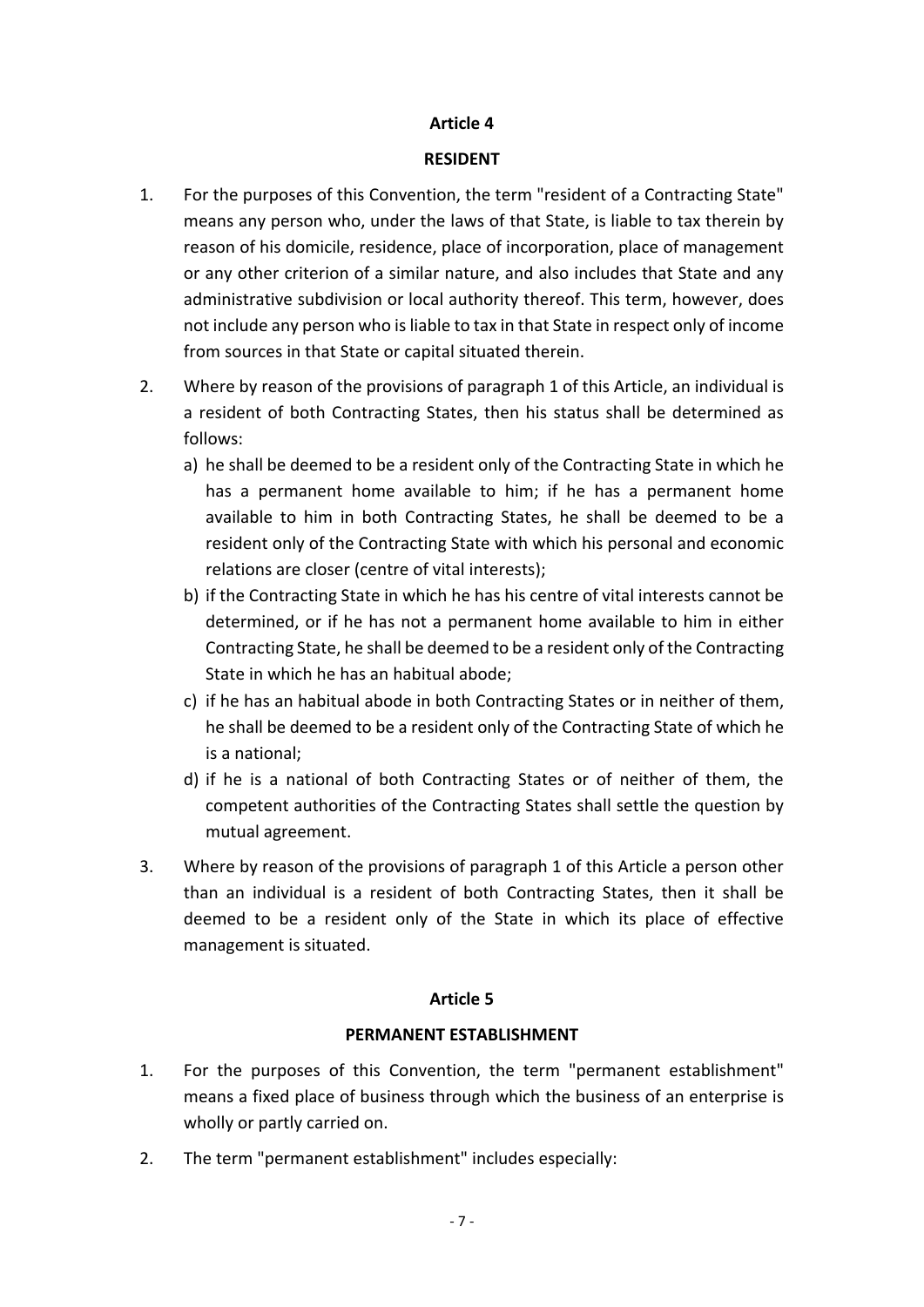## Article 4

## RESIDENT

1. For the purposes of this Convention, the term "resident of a Contracting State" means any person who, under the laws of that State, is liable to tax therein by reason of his domicile, residence, place of incorporation, place of management or any other criterion of a similar nature, and also includes that State and any administrative subdivision or local authority thereof. This term, however, does not include any person who is liable to tax in that State in respect only of income from sources in that State or capital situated therein.

2. Where by reason of the provisions of paragraph 1 of this Article, an individual is a resident of both Contracting States, then his status shall be determined as follows:
   a) he shall be deemed to be a resident only of the Contracting State in which he has a permanent home available to him; if he has a permanent home available to him in both Contracting States, he shall be deemed to be a resident only of the Contracting State with which his personal and economic relations are closer (centre of vital interests);
   b) if the Contracting State in which he has his centre of vital interests cannot be determined, or if he has not a permanent home available to him in either Contracting State, he shall be deemed to be a resident only of the Contracting State in which he has an habitual abode;
   c) if he has an habitual abode in both Contracting States or in neither of them, he shall be deemed to be a resident only of the Contracting State of which he is a national;
   d) if he is a national of both Contracting States or of neither of them, the competent authorities of the Contracting States shall settle the question by mutual agreement.

3. Where by reason of the provisions of paragraph 1 of this Article a person other than an individual is a resident of both Contracting States, then it shall be deemed to be a resident only of the State in which its place of effective management is situated.

## Article 5

## PERMANENT ESTABLISHMENT

1. For the purposes of this Convention, the term "permanent establishment" means a fixed place of business through which the business of an enterprise is wholly or partly carried on.

2. The term "permanent establishment" includes especially: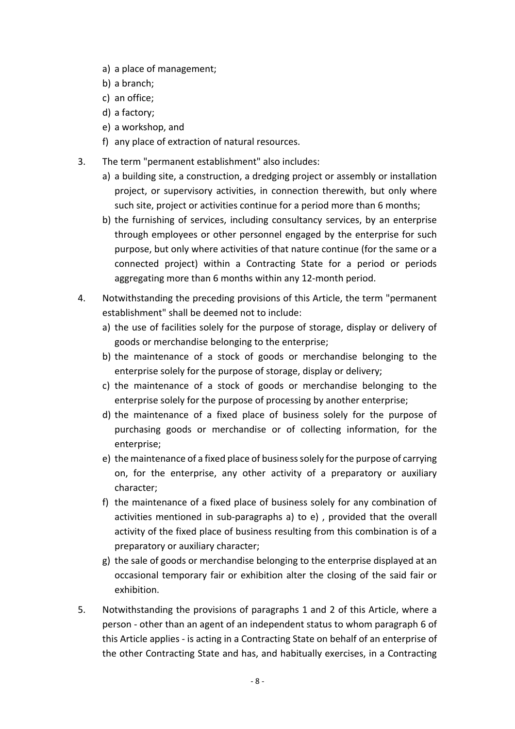a) a place of management;
b) a branch;
c) an office;
d) a factory;
e) a workshop, and
f) any place of extraction of natural resources.

3. The term "permanent establishment" also includes:
   a) a building site, a construction, a dredging project or assembly or installation project, or supervisory activities, in connection therewith, but only where such site, project or activities continue for a period more than 6 months;
   b) the furnishing of services, including consultancy services, by an enterprise through employees or other personnel engaged by the enterprise for such purpose, but only where activities of that nature continue (for the same or a connected project) within a Contracting State for a period or periods aggregating more than 6 months within any 12-month period.

4. Notwithstanding the preceding provisions of this Article, the term "permanent establishment" shall be deemed not to include:
   a) the use of facilities solely for the purpose of storage, display or delivery of goods or merchandise belonging to the enterprise;
   b) the maintenance of a stock of goods or merchandise belonging to the enterprise solely for the purpose of storage, display or delivery;
   c) the maintenance of a stock of goods or merchandise belonging to the enterprise solely for the purpose of processing by another enterprise;
   d) the maintenance of a fixed place of business solely for the purpose of purchasing goods or merchandise or of collecting information, for the enterprise;
   e) the maintenance of a fixed place of business solely for the purpose of carrying on, for the enterprise, any other activity of a preparatory or auxiliary character;
   f) the maintenance of a fixed place of business solely for any combination of activities mentioned in sub-paragraphs a) to e) , provided that the overall activity of the fixed place of business resulting from this combination is of a preparatory or auxiliary character;
   g) the sale of goods or merchandise belonging to the enterprise displayed at an occasional temporary fair or exhibition alter the closing of the said fair or exhibition.

5. Notwithstanding the provisions of paragraphs 1 and 2 of this Article, where a person - other than an agent of an independent status to whom paragraph 6 of this Article applies - is acting in a Contracting State on behalf of an enterprise of the other Contracting State and has, and habitually exercises, in a Contracting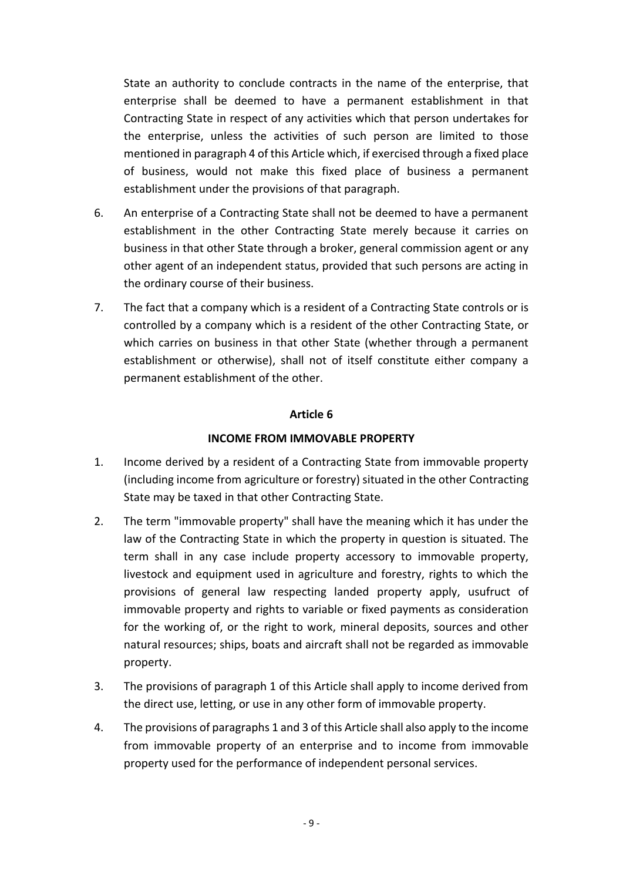State an authority to conclude contracts in the name of the enterprise, that enterprise shall be deemed to have a permanent establishment in that Contracting State in respect of any activities which that person undertakes for the enterprise, unless the activities of such person are limited to those mentioned in paragraph 4 of this Article which, if exercised through a fixed place of business, would not make this fixed place of business a permanent establishment under the provisions of that paragraph.

6. An enterprise of a Contracting State shall not be deemed to have a permanent establishment in the other Contracting State merely because it carries on business in that other State through a broker, general commission agent or any other agent of an independent status, provided that such persons are acting in the ordinary course of their business.

7. The fact that a company which is a resident of a Contracting State controls or is controlled by a company which is a resident of the other Contracting State, or which carries on business in that other State (whether through a permanent establishment or otherwise), shall not of itself constitute either company a permanent establishment of the other.

## Article 6

## INCOME FROM IMMOVABLE PROPERTY

1. Income derived by a resident of a Contracting State from immovable property (including income from agriculture or forestry) situated in the other Contracting State may be taxed in that other Contracting State.

2. The term "immovable property" shall have the meaning which it has under the law of the Contracting State in which the property in question is situated. The term shall in any case include property accessory to immovable property, livestock and equipment used in agriculture and forestry, rights to which the provisions of general law respecting landed property apply, usufruct of immovable property and rights to variable or fixed payments as consideration for the working of, or the right to work, mineral deposits, sources and other natural resources; ships, boats and aircraft shall not be regarded as immovable property.

3. The provisions of paragraph 1 of this Article shall apply to income derived from the direct use, letting, or use in any other form of immovable property.

4. The provisions of paragraphs 1 and 3 of this Article shall also apply to the income from immovable property of an enterprise and to income from immovable property used for the performance of independent personal services.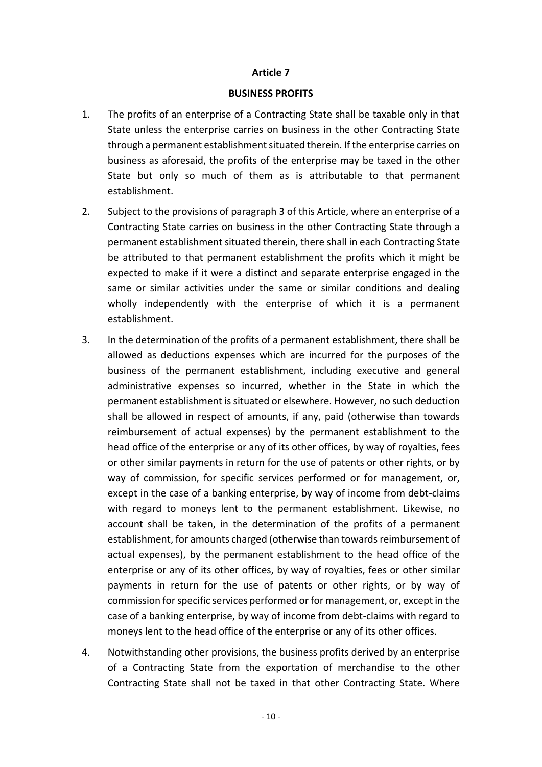## Article 7

## BUSINESS PROFITS

1. The profits of an enterprise of a Contracting State shall be taxable only in that State unless the enterprise carries on business in the other Contracting State through a permanent establishment situated therein. If the enterprise carries on business as aforesaid, the profits of the enterprise may be taxed in the other State but only so much of them as is attributable to that permanent establishment.

2. Subject to the provisions of paragraph 3 of this Article, where an enterprise of a Contracting State carries on business in the other Contracting State through a permanent establishment situated therein, there shall in each Contracting State be attributed to that permanent establishment the profits which it might be expected to make if it were a distinct and separate enterprise engaged in the same or similar activities under the same or similar conditions and dealing wholly independently with the enterprise of which it is a permanent establishment.

3. In the determination of the profits of a permanent establishment, there shall be allowed as deductions expenses which are incurred for the purposes of the business of the permanent establishment, including executive and general administrative expenses so incurred, whether in the State in which the permanent establishment is situated or elsewhere. However, no such deduction shall be allowed in respect of amounts, if any, paid (otherwise than towards reimbursement of actual expenses) by the permanent establishment to the head office of the enterprise or any of its other offices, by way of royalties, fees or other similar payments in return for the use of patents or other rights, or by way of commission, for specific services performed or for management, or, except in the case of a banking enterprise, by way of income from debt-claims with regard to moneys lent to the permanent establishment. Likewise, no account shall be taken, in the determination of the profits of a permanent establishment, for amounts charged (otherwise than towards reimbursement of actual expenses), by the permanent establishment to the head office of the enterprise or any of its other offices, by way of royalties, fees or other similar payments in return for the use of patents or other rights, or by way of commission for specific services performed or for management, or, except in the case of a banking enterprise, by way of income from debt-claims with regard to moneys lent to the head office of the enterprise or any of its other offices.

4. Notwithstanding other provisions, the business profits derived by an enterprise of a Contracting State from the exportation of merchandise to the other Contracting State shall not be taxed in that other Contracting State. Where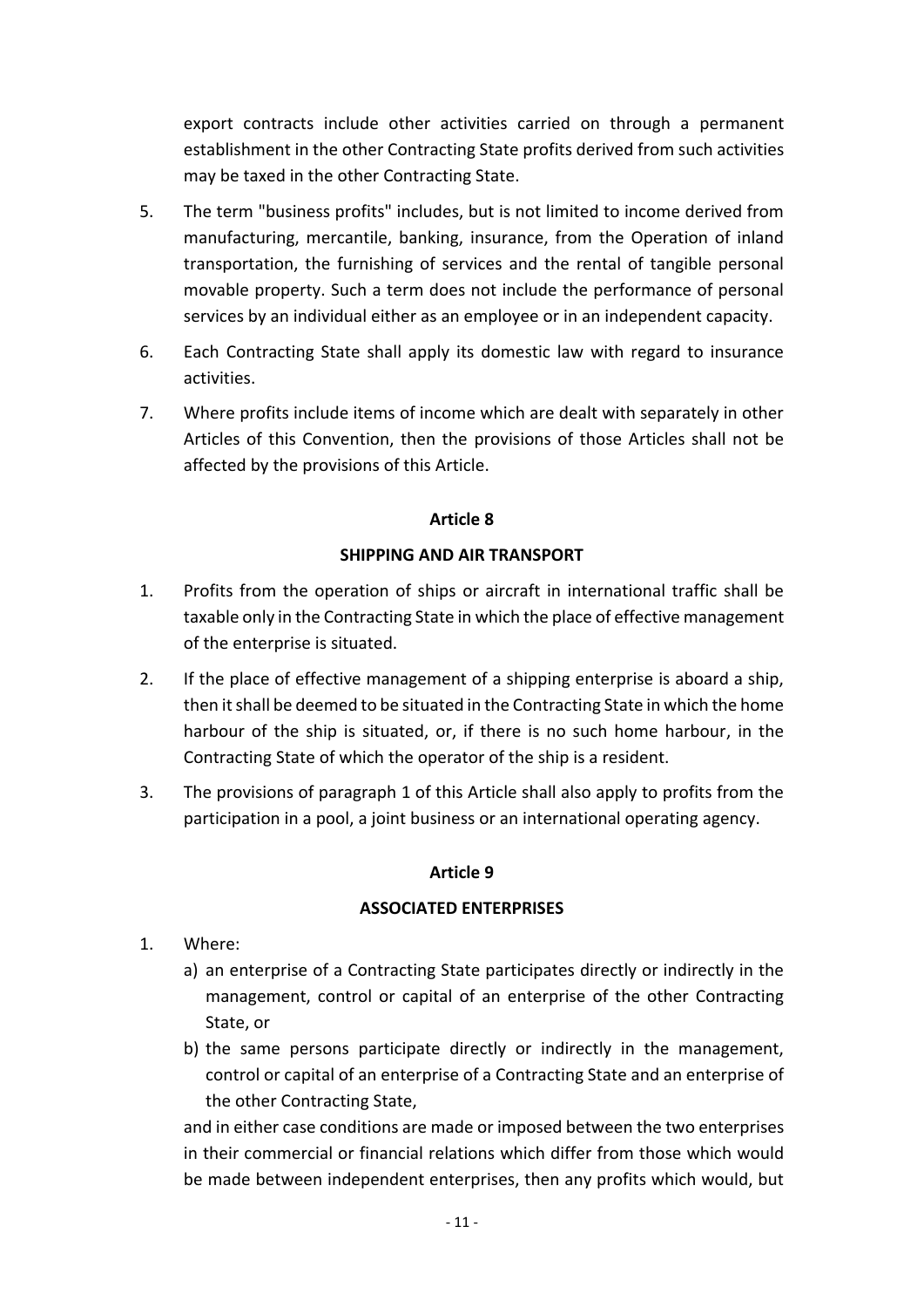export contracts include other activities carried on through a permanent establishment in the other Contracting State profits derived from such activities may be taxed in the other Contracting State.

5. The term "business profits" includes, but is not limited to income derived from manufacturing, mercantile, banking, insurance, from the Operation of inland transportation, the furnishing of services and the rental of tangible personal movable property. Such a term does not include the performance of personal services by an individual either as an employee or in an independent capacity.

6. Each Contracting State shall apply its domestic law with regard to insurance activities.

7. Where profits include items of income which are dealt with separately in other Articles of this Convention, then the provisions of those Articles shall not be affected by the provisions of this Article.

## Article 8

## SHIPPING AND AIR TRANSPORT

1. Profits from the operation of ships or aircraft in international traffic shall be taxable only in the Contracting State in which the place of effective management of the enterprise is situated.

2. If the place of effective management of a shipping enterprise is aboard a ship, then it shall be deemed to be situated in the Contracting State in which the home harbour of the ship is situated, or, if there is no such home harbour, in the Contracting State of which the operator of the ship is a resident.

3. The provisions of paragraph 1 of this Article shall also apply to profits from the participation in a pool, a joint business or an international operating agency.

## Article 9

## ASSOCIATED ENTERPRISES

1. Where:
   a) an enterprise of a Contracting State participates directly or indirectly in the management, control or capital of an enterprise of the other Contracting State, or
   b) the same persons participate directly or indirectly in the management, control or capital of an enterprise of a Contracting State and an enterprise of the other Contracting State,

   and in either case conditions are made or imposed between the two enterprises in their commercial or financial relations which differ from those which would be made between independent enterprises, then any profits which would, but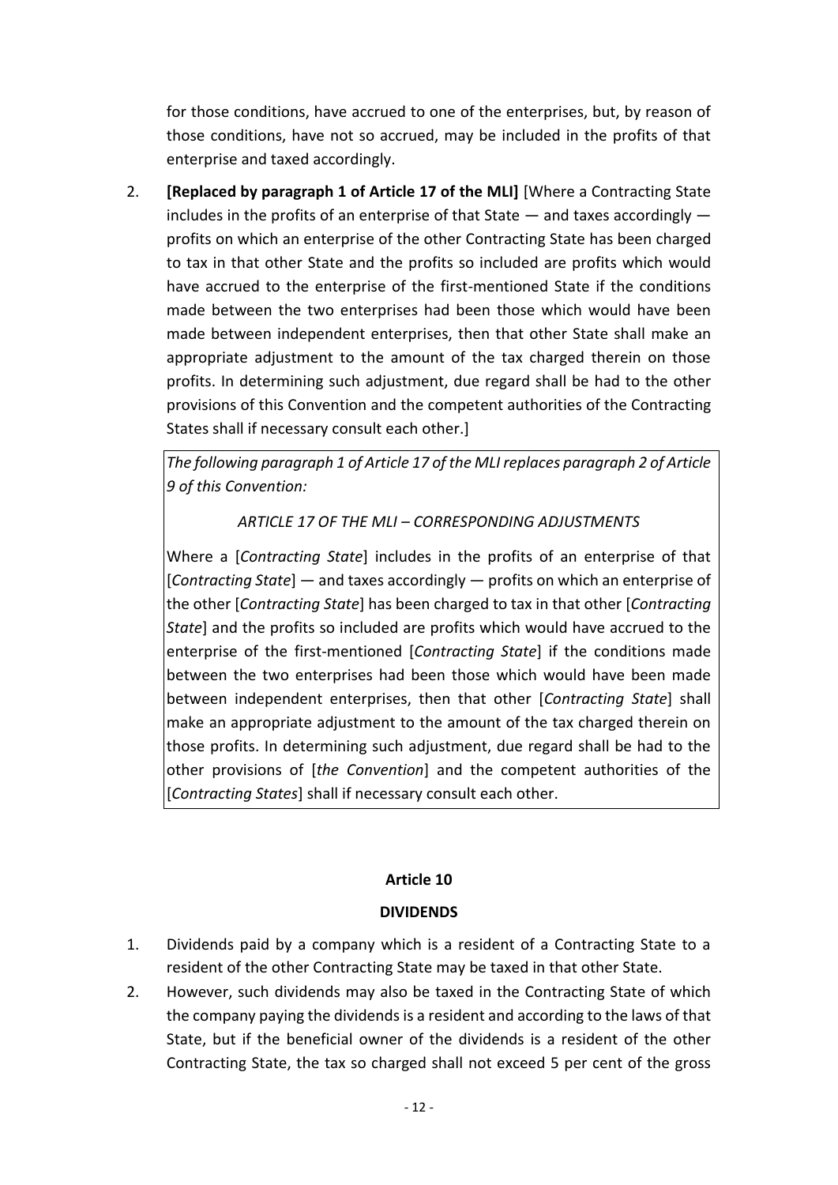for those conditions, have accrued to one of the enterprises, but, by reason of those conditions, have not so accrued, may be included in the profits of that enterprise and taxed accordingly.

2. **[Replaced by paragraph 1 of Article 17 of the MLI]** [Where a Contracting State includes in the profits of an enterprise of that State — and taxes accordingly — profits on which an enterprise of the other Contracting State has been charged to tax in that other State and the profits so included are profits which would have accrued to the enterprise of the first-mentioned State if the conditions made between the two enterprises had been those which would have been made between independent enterprises, then that other State shall make an appropriate adjustment to the amount of the tax charged therein on those profits. In determining such adjustment, due regard shall be had to the other provisions of this Convention and the competent authorities of the Contracting States shall if necessary consult each other.]

> *The following paragraph 1 of Article 17 of the MLI replaces paragraph 2 of Article 9 of this Convention:*
>
> *ARTICLE 17 OF THE MLI – CORRESPONDING ADJUSTMENTS*
>
> Where a [*Contracting State*] includes in the profits of an enterprise of that [*Contracting State*] — and taxes accordingly — profits on which an enterprise of the other [*Contracting State*] has been charged to tax in that other [*Contracting State*] and the profits so included are profits which would have accrued to the enterprise of the first-mentioned [*Contracting State*] if the conditions made between the two enterprises had been those which would have been made between independent enterprises, then that other [*Contracting State*] shall make an appropriate adjustment to the amount of the tax charged therein on those profits. In determining such adjustment, due regard shall be had to the other provisions of [*the Convention*] and the competent authorities of the [*Contracting States*] shall if necessary consult each other.

### Article 10

### DIVIDENDS

1. Dividends paid by a company which is a resident of a Contracting State to a resident of the other Contracting State may be taxed in that other State.
2. However, such dividends may also be taxed in the Contracting State of which the company paying the dividends is a resident and according to the laws of that State, but if the beneficial owner of the dividends is a resident of the other Contracting State, the tax so charged shall not exceed 5 per cent of the gross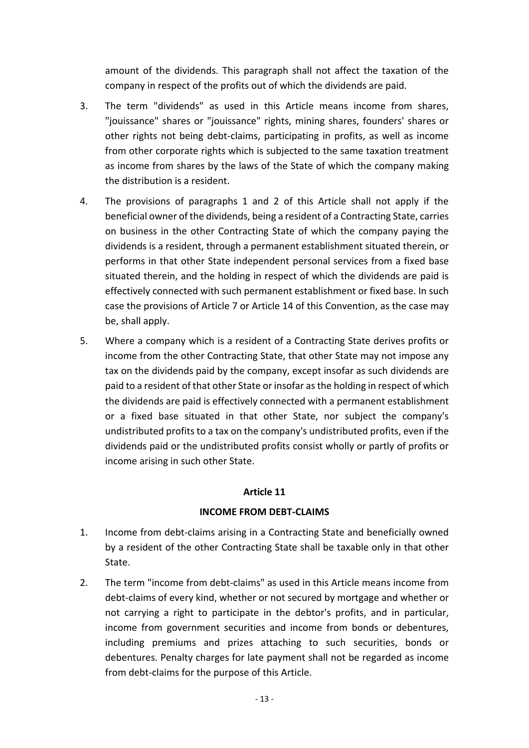amount of the dividends. This paragraph shall not affect the taxation of the company in respect of the profits out of which the dividends are paid.

3. The term "dividends" as used in this Article means income from shares, "jouissance" shares or "jouissance" rights, mining shares, founders' shares or other rights not being debt-claims, participating in profits, as well as income from other corporate rights which is subjected to the same taxation treatment as income from shares by the laws of the State of which the company making the distribution is a resident.

4. The provisions of paragraphs 1 and 2 of this Article shall not apply if the beneficial owner of the dividends, being a resident of a Contracting State, carries on business in the other Contracting State of which the company paying the dividends is a resident, through a permanent establishment situated therein, or performs in that other State independent personal services from a fixed base situated therein, and the holding in respect of which the dividends are paid is effectively connected with such permanent establishment or fixed base. In such case the provisions of Article 7 or Article 14 of this Convention, as the case may be, shall apply.

5. Where a company which is a resident of a Contracting State derives profits or income from the other Contracting State, that other State may not impose any tax on the dividends paid by the company, except insofar as such dividends are paid to a resident of that other State or insofar as the holding in respect of which the dividends are paid is effectively connected with a permanent establishment or a fixed base situated in that other State, nor subject the company's undistributed profits to a tax on the company's undistributed profits, even if the dividends paid or the undistributed profits consist wholly or partly of profits or income arising in such other State.

## Article 11

## INCOME FROM DEBT-CLAIMS

1. Income from debt-claims arising in a Contracting State and beneficially owned by a resident of the other Contracting State shall be taxable only in that other State.

2. The term "income from debt-claims" as used in this Article means income from debt-claims of every kind, whether or not secured by mortgage and whether or not carrying a right to participate in the debtor's profits, and in particular, income from government securities and income from bonds or debentures, including premiums and prizes attaching to such securities, bonds or debentures. Penalty charges for late payment shall not be regarded as income from debt-claims for the purpose of this Article.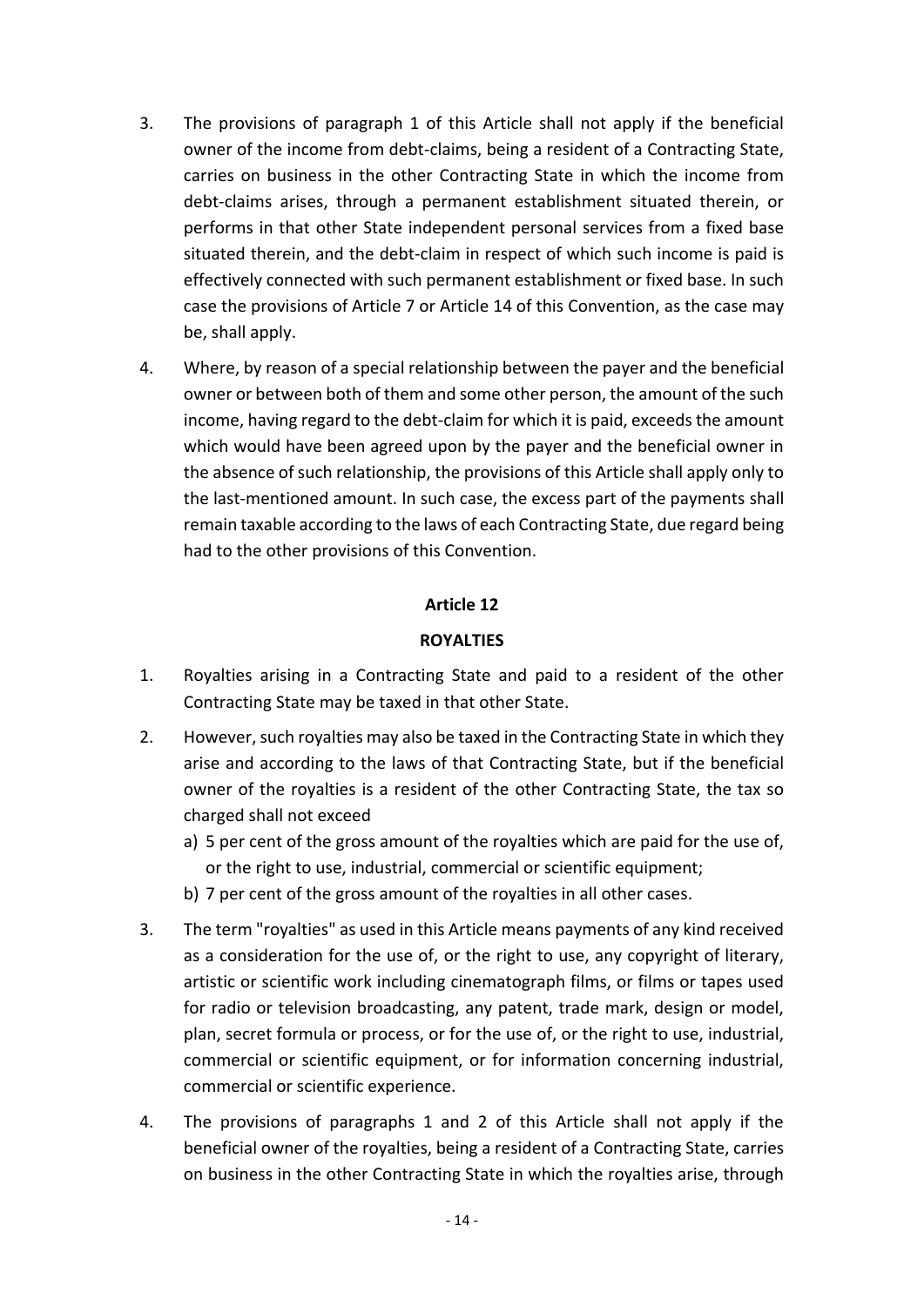3. The provisions of paragraph 1 of this Article shall not apply if the beneficial owner of the income from debt-claims, being a resident of a Contracting State, carries on business in the other Contracting State in which the income from debt-claims arises, through a permanent establishment situated therein, or performs in that other State independent personal services from a fixed base situated therein, and the debt-claim in respect of which such income is paid is effectively connected with such permanent establishment or fixed base. In such case the provisions of Article 7 or Article 14 of this Convention, as the case may be, shall apply.

4. Where, by reason of a special relationship between the payer and the beneficial owner or between both of them and some other person, the amount of the such income, having regard to the debt-claim for which it is paid, exceeds the amount which would have been agreed upon by the payer and the beneficial owner in the absence of such relationship, the provisions of this Article shall apply only to the last-mentioned amount. In such case, the excess part of the payments shall remain taxable according to the laws of each Contracting State, due regard being had to the other provisions of this Convention.

## Article 12

## ROYALTIES

1. Royalties arising in a Contracting State and paid to a resident of the other Contracting State may be taxed in that other State.

2. However, such royalties may also be taxed in the Contracting State in which they arise and according to the laws of that Contracting State, but if the beneficial owner of the royalties is a resident of the other Contracting State, the tax so charged shall not exceed
   a) 5 per cent of the gross amount of the royalties which are paid for the use of, or the right to use, industrial, commercial or scientific equipment;
   b) 7 per cent of the gross amount of the royalties in all other cases.

3. The term "royalties" as used in this Article means payments of any kind received as a consideration for the use of, or the right to use, any copyright of literary, artistic or scientific work including cinematograph films, or films or tapes used for radio or television broadcasting, any patent, trade mark, design or model, plan, secret formula or process, or for the use of, or the right to use, industrial, commercial or scientific equipment, or for information concerning industrial, commercial or scientific experience.

4. The provisions of paragraphs 1 and 2 of this Article shall not apply if the beneficial owner of the royalties, being a resident of a Contracting State, carries on business in the other Contracting State in which the royalties arise, through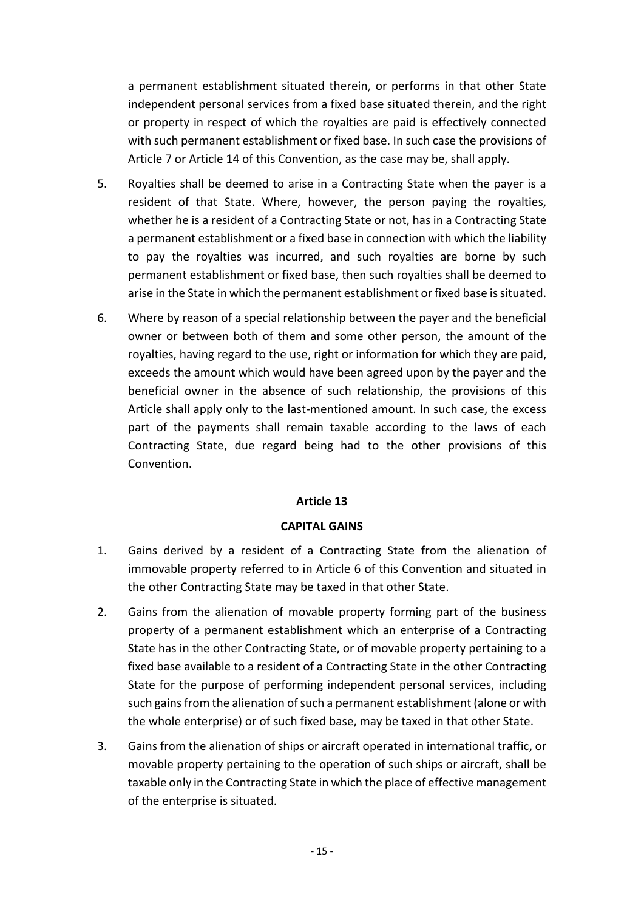a permanent establishment situated therein, or performs in that other State independent personal services from a fixed base situated therein, and the right or property in respect of which the royalties are paid is effectively connected with such permanent establishment or fixed base. In such case the provisions of Article 7 or Article 14 of this Convention, as the case may be, shall apply.

5. Royalties shall be deemed to arise in a Contracting State when the payer is a resident of that State. Where, however, the person paying the royalties, whether he is a resident of a Contracting State or not, has in a Contracting State a permanent establishment or a fixed base in connection with which the liability to pay the royalties was incurred, and such royalties are borne by such permanent establishment or fixed base, then such royalties shall be deemed to arise in the State in which the permanent establishment or fixed base is situated.

6. Where by reason of a special relationship between the payer and the beneficial owner or between both of them and some other person, the amount of the royalties, having regard to the use, right or information for which they are paid, exceeds the amount which would have been agreed upon by the payer and the beneficial owner in the absence of such relationship, the provisions of this Article shall apply only to the last-mentioned amount. In such case, the excess part of the payments shall remain taxable according to the laws of each Contracting State, due regard being had to the other provisions of this Convention.

## Article 13

## CAPITAL GAINS

1. Gains derived by a resident of a Contracting State from the alienation of immovable property referred to in Article 6 of this Convention and situated in the other Contracting State may be taxed in that other State.

2. Gains from the alienation of movable property forming part of the business property of a permanent establishment which an enterprise of a Contracting State has in the other Contracting State, or of movable property pertaining to a fixed base available to a resident of a Contracting State in the other Contracting State for the purpose of performing independent personal services, including such gains from the alienation of such a permanent establishment (alone or with the whole enterprise) or of such fixed base, may be taxed in that other State.

3. Gains from the alienation of ships or aircraft operated in international traffic, or movable property pertaining to the operation of such ships or aircraft, shall be taxable only in the Contracting State in which the place of effective management of the enterprise is situated.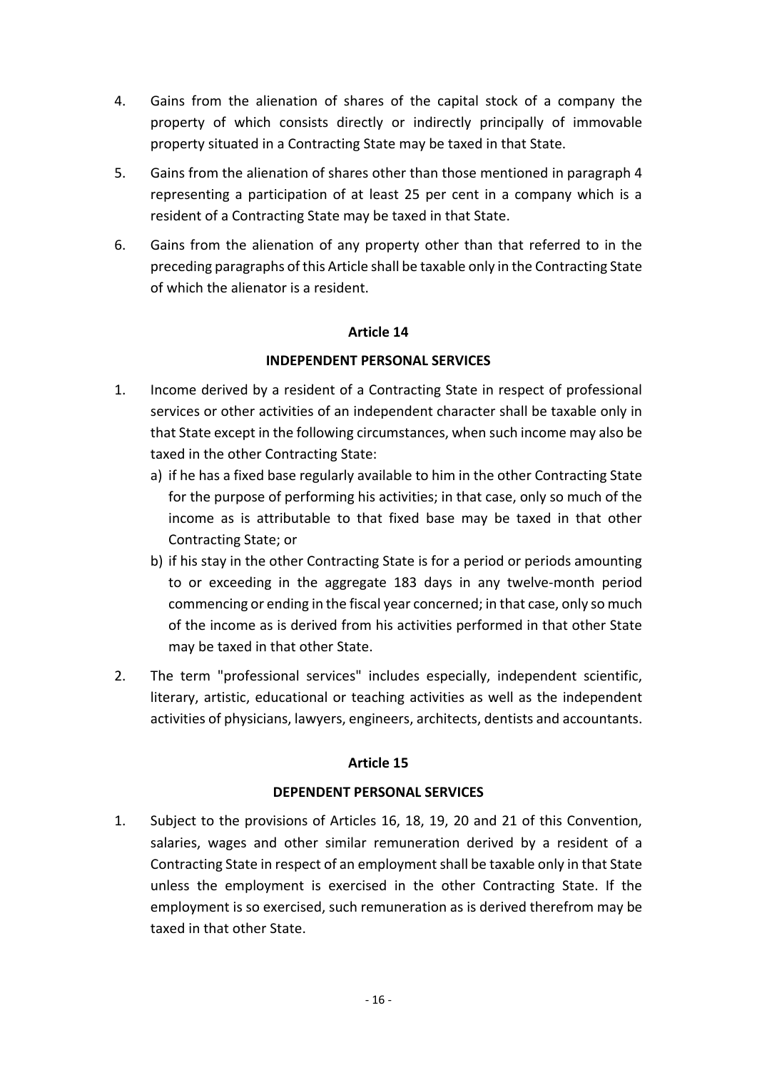4. Gains from the alienation of shares of the capital stock of a company the property of which consists directly or indirectly principally of immovable property situated in a Contracting State may be taxed in that State.

5. Gains from the alienation of shares other than those mentioned in paragraph 4 representing a participation of at least 25 per cent in a company which is a resident of a Contracting State may be taxed in that State.

6. Gains from the alienation of any property other than that referred to in the preceding paragraphs of this Article shall be taxable only in the Contracting State of which the alienator is a resident.

### Article 14

### INDEPENDENT PERSONAL SERVICES

1. Income derived by a resident of a Contracting State in respect of professional services or other activities of an independent character shall be taxable only in that State except in the following circumstances, when such income may also be taxed in the other Contracting State:
   a) if he has a fixed base regularly available to him in the other Contracting State for the purpose of performing his activities; in that case, only so much of the income as is attributable to that fixed base may be taxed in that other Contracting State; or
   b) if his stay in the other Contracting State is for a period or periods amounting to or exceeding in the aggregate 183 days in any twelve-month period commencing or ending in the fiscal year concerned; in that case, only so much of the income as is derived from his activities performed in that other State may be taxed in that other State.

2. The term "professional services" includes especially, independent scientific, literary, artistic, educational or teaching activities as well as the independent activities of physicians, lawyers, engineers, architects, dentists and accountants.

### Article 15

### DEPENDENT PERSONAL SERVICES

1. Subject to the provisions of Articles 16, 18, 19, 20 and 21 of this Convention, salaries, wages and other similar remuneration derived by a resident of a Contracting State in respect of an employment shall be taxable only in that State unless the employment is exercised in the other Contracting State. If the employment is so exercised, such remuneration as is derived therefrom may be taxed in that other State.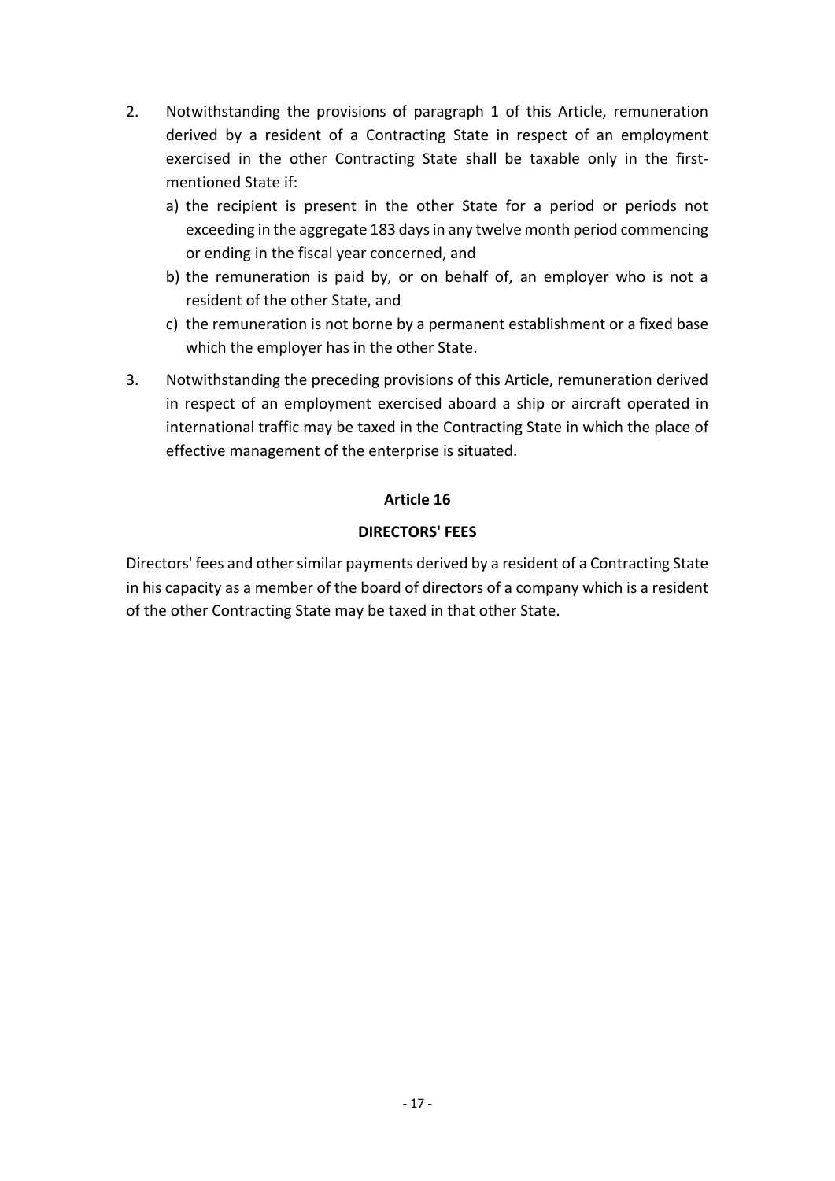2. Notwithstanding the provisions of paragraph 1 of this Article, remuneration derived by a resident of a Contracting State in respect of an employment exercised in the other Contracting State shall be taxable only in the first-mentioned State if:
   a) the recipient is present in the other State for a period or periods not exceeding in the aggregate 183 days in any twelve month period commencing or ending in the fiscal year concerned, and
   b) the remuneration is paid by, or on behalf of, an employer who is not a resident of the other State, and
   c) the remuneration is not borne by a permanent establishment or a fixed base which the employer has in the other State.

3. Notwithstanding the preceding provisions of this Article, remuneration derived in respect of an employment exercised aboard a ship or aircraft operated in international traffic may be taxed in the Contracting State in which the place of effective management of the enterprise is situated.

## Article 16

## DIRECTORS' FEES

Directors' fees and other similar payments derived by a resident of a Contracting State in his capacity as a member of the board of directors of a company which is a resident of the other Contracting State may be taxed in that other State.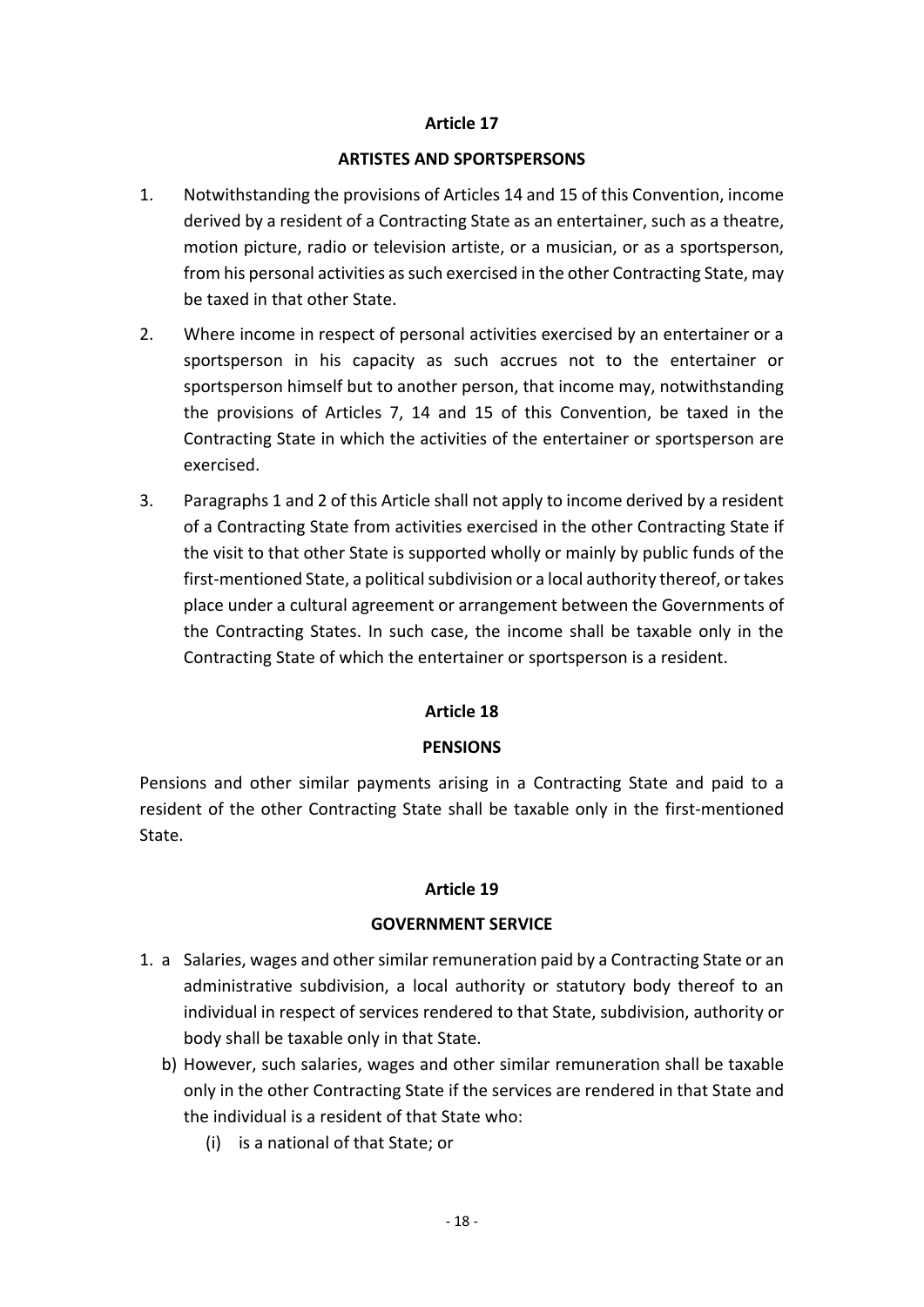## Article 17

### ARTISTES AND SPORTSPERSONS

1. Notwithstanding the provisions of Articles 14 and 15 of this Convention, income derived by a resident of a Contracting State as an entertainer, such as a theatre, motion picture, radio or television artiste, or a musician, or as a sportsperson, from his personal activities as such exercised in the other Contracting State, may be taxed in that other State.

2. Where income in respect of personal activities exercised by an entertainer or a sportsperson in his capacity as such accrues not to the entertainer or sportsperson himself but to another person, that income may, notwithstanding the provisions of Articles 7, 14 and 15 of this Convention, be taxed in the Contracting State in which the activities of the entertainer or sportsperson are exercised.

3. Paragraphs 1 and 2 of this Article shall not apply to income derived by a resident of a Contracting State from activities exercised in the other Contracting State if the visit to that other State is supported wholly or mainly by public funds of the first-mentioned State, a political subdivision or a local authority thereof, or takes place under a cultural agreement or arrangement between the Governments of the Contracting States. In such case, the income shall be taxable only in the Contracting State of which the entertainer or sportsperson is a resident.

## Article 18

### PENSIONS

Pensions and other similar payments arising in a Contracting State and paid to a resident of the other Contracting State shall be taxable only in the first-mentioned State.

## Article 19

### GOVERNMENT SERVICE

1. a Salaries, wages and other similar remuneration paid by a Contracting State or an administrative subdivision, a local authority or statutory body thereof to an individual in respect of services rendered to that State, subdivision, authority or body shall be taxable only in that State.

   b) However, such salaries, wages and other similar remuneration shall be taxable only in the other Contracting State if the services are rendered in that State and the individual is a resident of that State who:

      (i) is a national of that State; or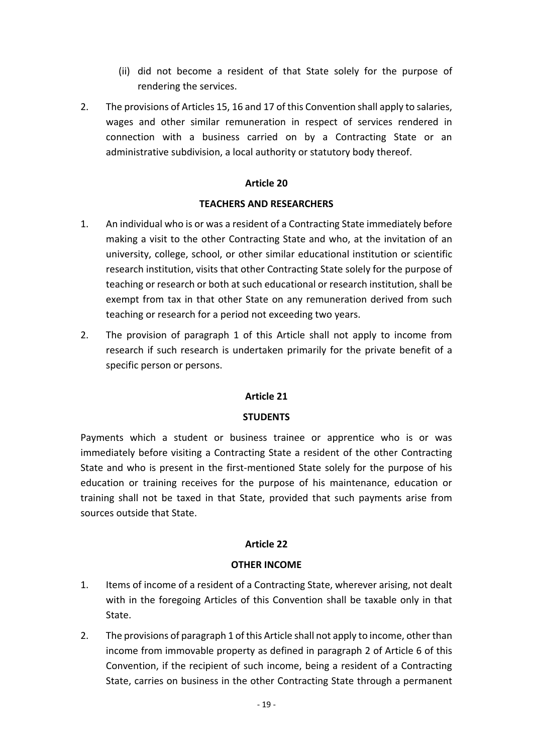(ii) did not become a resident of that State solely for the purpose of rendering the services.

2. The provisions of Articles 15, 16 and 17 of this Convention shall apply to salaries, wages and other similar remuneration in respect of services rendered in connection with a business carried on by a Contracting State or an administrative subdivision, a local authority or statutory body thereof.

**Article 20**

**TEACHERS AND RESEARCHERS**

1. An individual who is or was a resident of a Contracting State immediately before making a visit to the other Contracting State and who, at the invitation of an university, college, school, or other similar educational institution or scientific research institution, visits that other Contracting State solely for the purpose of teaching or research or both at such educational or research institution, shall be exempt from tax in that other State on any remuneration derived from such teaching or research for a period not exceeding two years.

2. The provision of paragraph 1 of this Article shall not apply to income from research if such research is undertaken primarily for the private benefit of a specific person or persons.

**Article 21**

**STUDENTS**

Payments which a student or business trainee or apprentice who is or was immediately before visiting a Contracting State a resident of the other Contracting State and who is present in the first-mentioned State solely for the purpose of his education or training receives for the purpose of his maintenance, education or training shall not be taxed in that State, provided that such payments arise from sources outside that State.

**Article 22**

**OTHER INCOME**

1. Items of income of a resident of a Contracting State, wherever arising, not dealt with in the foregoing Articles of this Convention shall be taxable only in that State.

2. The provisions of paragraph 1 of this Article shall not apply to income, other than income from immovable property as defined in paragraph 2 of Article 6 of this Convention, if the recipient of such income, being a resident of a Contracting State, carries on business in the other Contracting State through a permanent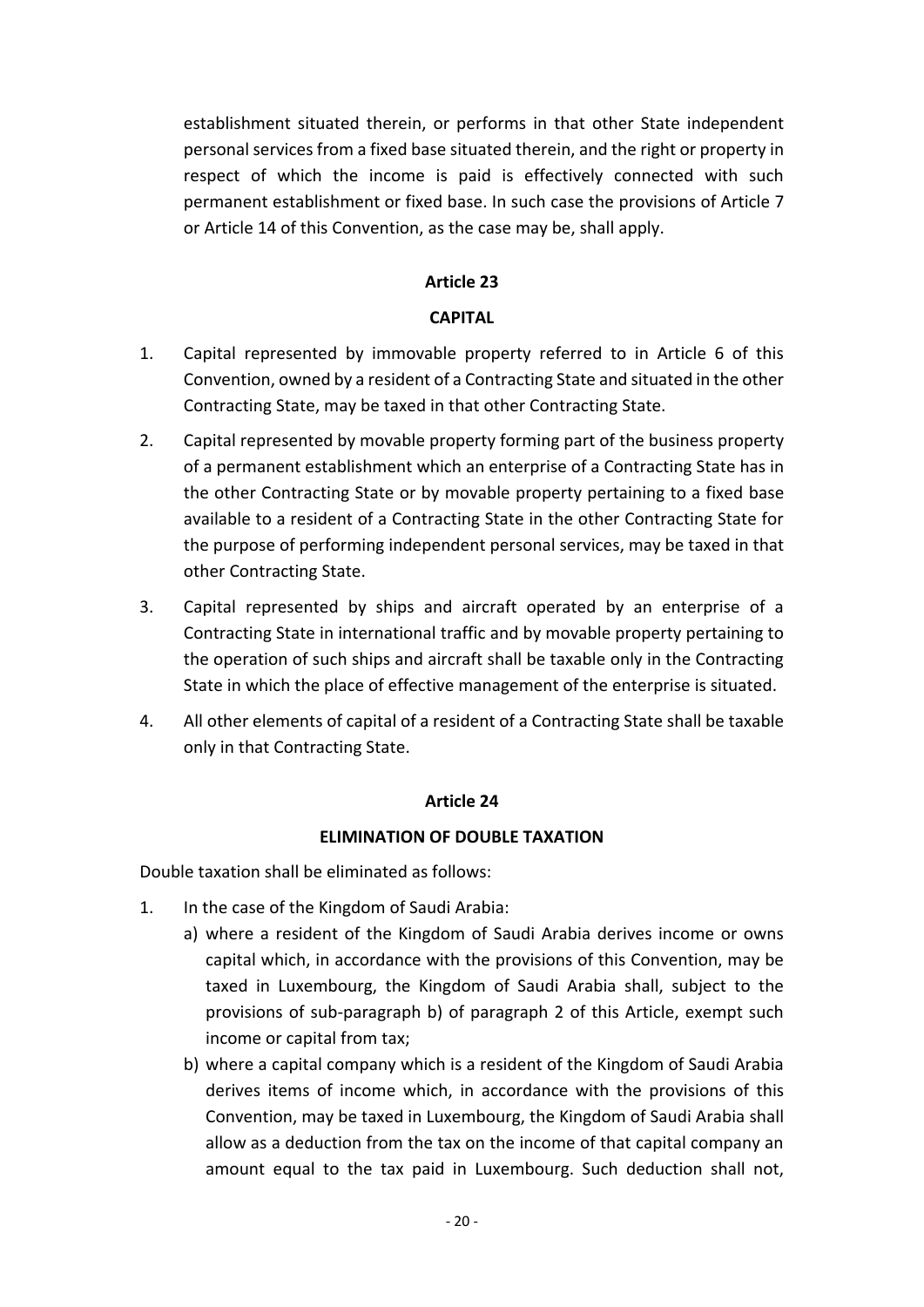establishment situated therein, or performs in that other State independent personal services from a fixed base situated therein, and the right or property in respect of which the income is paid is effectively connected with such permanent establishment or fixed base. In such case the provisions of Article 7 or Article 14 of this Convention, as the case may be, shall apply.

## Article 23

## CAPITAL

1. Capital represented by immovable property referred to in Article 6 of this Convention, owned by a resident of a Contracting State and situated in the other Contracting State, may be taxed in that other Contracting State.
2. Capital represented by movable property forming part of the business property of a permanent establishment which an enterprise of a Contracting State has in the other Contracting State or by movable property pertaining to a fixed base available to a resident of a Contracting State in the other Contracting State for the purpose of performing independent personal services, may be taxed in that other Contracting State.
3. Capital represented by ships and aircraft operated by an enterprise of a Contracting State in international traffic and by movable property pertaining to the operation of such ships and aircraft shall be taxable only in the Contracting State in which the place of effective management of the enterprise is situated.
4. All other elements of capital of a resident of a Contracting State shall be taxable only in that Contracting State.

## Article 24

## ELIMINATION OF DOUBLE TAXATION

Double taxation shall be eliminated as follows:

1. In the case of the Kingdom of Saudi Arabia:
   a) where a resident of the Kingdom of Saudi Arabia derives income or owns capital which, in accordance with the provisions of this Convention, may be taxed in Luxembourg, the Kingdom of Saudi Arabia shall, subject to the provisions of sub-paragraph b) of paragraph 2 of this Article, exempt such income or capital from tax;
   b) where a capital company which is a resident of the Kingdom of Saudi Arabia derives items of income which, in accordance with the provisions of this Convention, may be taxed in Luxembourg, the Kingdom of Saudi Arabia shall allow as a deduction from the tax on the income of that capital company an amount equal to the tax paid in Luxembourg. Such deduction shall not,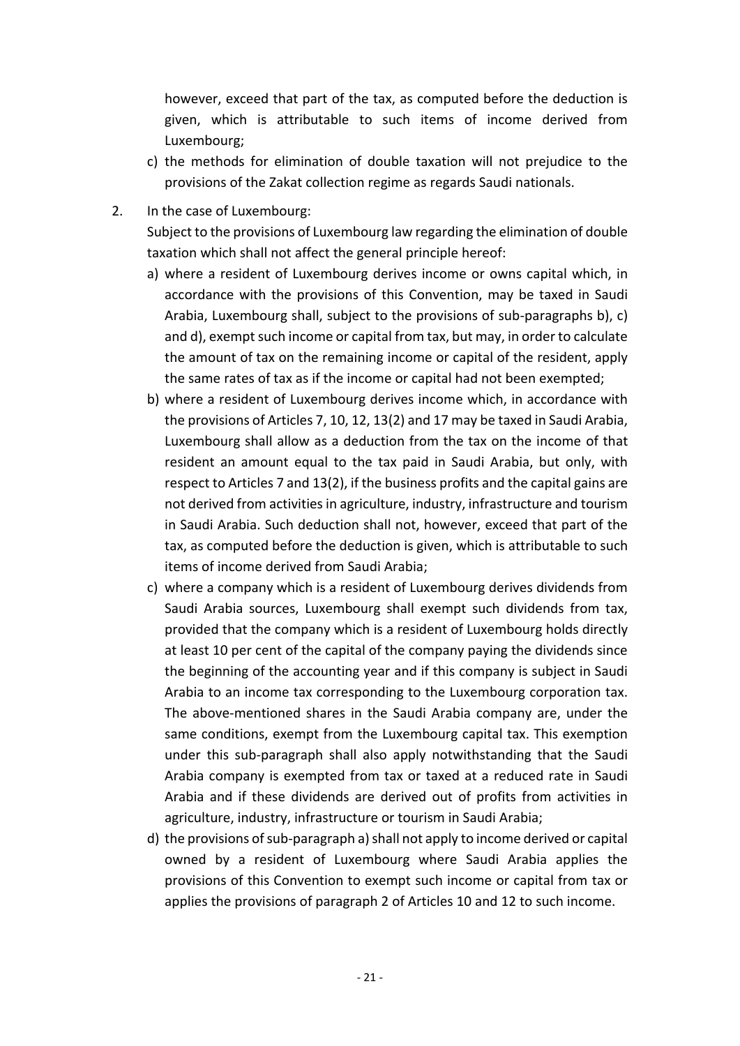however, exceed that part of the tax, as computed before the deduction is given, which is attributable to such items of income derived from Luxembourg;

c) the methods for elimination of double taxation will not prejudice to the provisions of the Zakat collection regime as regards Saudi nationals.

2. In the case of Luxembourg:

   Subject to the provisions of Luxembourg law regarding the elimination of double taxation which shall not affect the general principle hereof:

   a) where a resident of Luxembourg derives income or owns capital which, in accordance with the provisions of this Convention, may be taxed in Saudi Arabia, Luxembourg shall, subject to the provisions of sub-paragraphs b), c) and d), exempt such income or capital from tax, but may, in order to calculate the amount of tax on the remaining income or capital of the resident, apply the same rates of tax as if the income or capital had not been exempted;

   b) where a resident of Luxembourg derives income which, in accordance with the provisions of Articles 7, 10, 12, 13(2) and 17 may be taxed in Saudi Arabia, Luxembourg shall allow as a deduction from the tax on the income of that resident an amount equal to the tax paid in Saudi Arabia, but only, with respect to Articles 7 and 13(2), if the business profits and the capital gains are not derived from activities in agriculture, industry, infrastructure and tourism in Saudi Arabia. Such deduction shall not, however, exceed that part of the tax, as computed before the deduction is given, which is attributable to such items of income derived from Saudi Arabia;

   c) where a company which is a resident of Luxembourg derives dividends from Saudi Arabia sources, Luxembourg shall exempt such dividends from tax, provided that the company which is a resident of Luxembourg holds directly at least 10 per cent of the capital of the company paying the dividends since the beginning of the accounting year and if this company is subject in Saudi Arabia to an income tax corresponding to the Luxembourg corporation tax. The above-mentioned shares in the Saudi Arabia company are, under the same conditions, exempt from the Luxembourg capital tax. This exemption under this sub-paragraph shall also apply notwithstanding that the Saudi Arabia company is exempted from tax or taxed at a reduced rate in Saudi Arabia and if these dividends are derived out of profits from activities in agriculture, industry, infrastructure or tourism in Saudi Arabia;

   d) the provisions of sub-paragraph a) shall not apply to income derived or capital owned by a resident of Luxembourg where Saudi Arabia applies the provisions of this Convention to exempt such income or capital from tax or applies the provisions of paragraph 2 of Articles 10 and 12 to such income.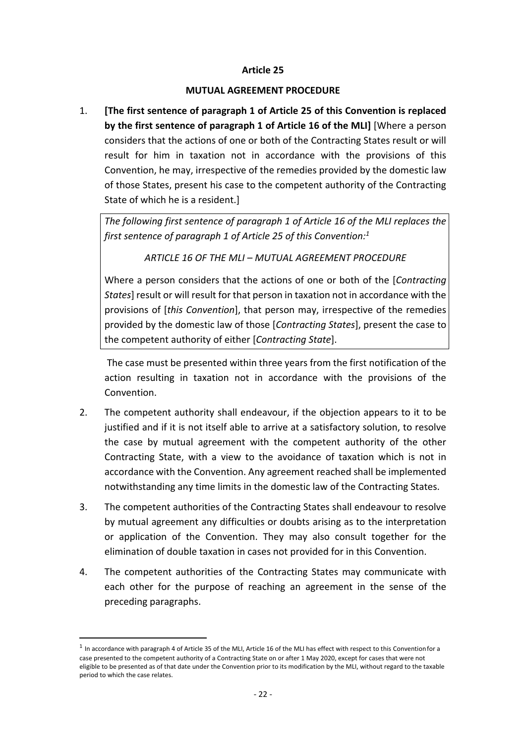**Article 25**

**MUTUAL AGREEMENT PROCEDURE**

1. **[The first sentence of paragraph 1 of Article 25 of this Convention is replaced by the first sentence of paragraph 1 of Article 16 of the MLI]** [Where a person considers that the actions of one or both of the Contracting States result or will result for him in taxation not in accordance with the provisions of this Convention, he may, irrespective of the remedies provided by the domestic law of those States, present his case to the competent authority of the Contracting State of which he is a resident.]

   *The following first sentence of paragraph 1 of Article 16 of the MLI replaces the first sentence of paragraph 1 of Article 25 of this Convention:*[1]

   *ARTICLE 16 OF THE MLI – MUTUAL AGREEMENT PROCEDURE*

   Where a person considers that the actions of one or both of the [*Contracting States*] result or will result for that person in taxation not in accordance with the provisions of [*this Convention*], that person may, irrespective of the remedies provided by the domestic law of those [*Contracting States*], present the case to the competent authority of either [*Contracting State*].

   The case must be presented within three years from the first notification of the action resulting in taxation not in accordance with the provisions of the Convention.

2. The competent authority shall endeavour, if the objection appears to it to be justified and if it is not itself able to arrive at a satisfactory solution, to resolve the case by mutual agreement with the competent authority of the other Contracting State, with a view to the avoidance of taxation which is not in accordance with the Convention. Any agreement reached shall be implemented notwithstanding any time limits in the domestic law of the Contracting States.

3. The competent authorities of the Contracting States shall endeavour to resolve by mutual agreement any difficulties or doubts arising as to the interpretation or application of the Convention. They may also consult together for the elimination of double taxation in cases not provided for in this Convention.

4. The competent authorities of the Contracting States may communicate with each other for the purpose of reaching an agreement in the sense of the preceding paragraphs.

---

[1] In accordance with paragraph 4 of Article 35 of the MLI, Article 16 of the MLI has effect with respect to this Convention for a case presented to the competent authority of a Contracting State on or after 1 May 2020, except for cases that were not eligible to be presented as of that date under the Convention prior to its modification by the MLI, without regard to the taxable period to which the case relates.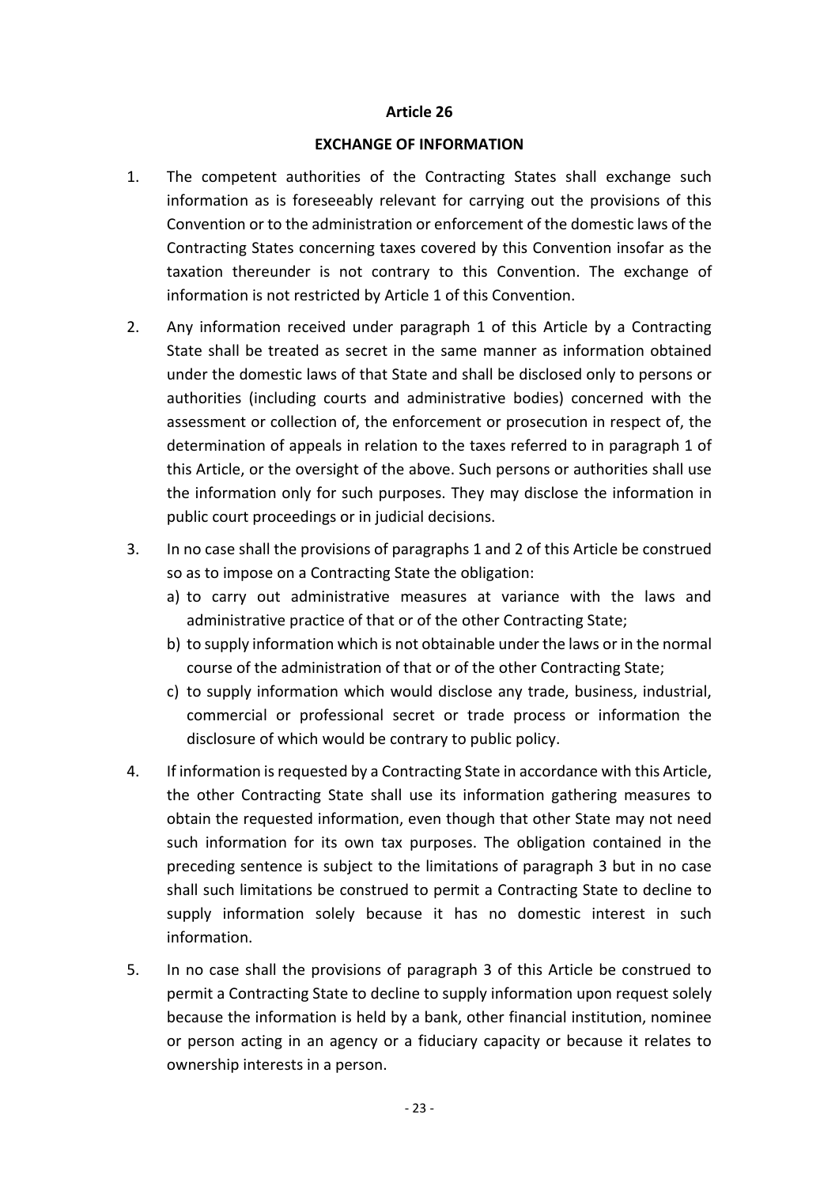## Article 26

### EXCHANGE OF INFORMATION

1. The competent authorities of the Contracting States shall exchange such information as is foreseeably relevant for carrying out the provisions of this Convention or to the administration or enforcement of the domestic laws of the Contracting States concerning taxes covered by this Convention insofar as the taxation thereunder is not contrary to this Convention. The exchange of information is not restricted by Article 1 of this Convention.

2. Any information received under paragraph 1 of this Article by a Contracting State shall be treated as secret in the same manner as information obtained under the domestic laws of that State and shall be disclosed only to persons or authorities (including courts and administrative bodies) concerned with the assessment or collection of, the enforcement or prosecution in respect of, the determination of appeals in relation to the taxes referred to in paragraph 1 of this Article, or the oversight of the above. Such persons or authorities shall use the information only for such purposes. They may disclose the information in public court proceedings or in judicial decisions.

3. In no case shall the provisions of paragraphs 1 and 2 of this Article be construed so as to impose on a Contracting State the obligation:
   a) to carry out administrative measures at variance with the laws and administrative practice of that or of the other Contracting State;
   b) to supply information which is not obtainable under the laws or in the normal course of the administration of that or of the other Contracting State;
   c) to supply information which would disclose any trade, business, industrial, commercial or professional secret or trade process or information the disclosure of which would be contrary to public policy.

4. If information is requested by a Contracting State in accordance with this Article, the other Contracting State shall use its information gathering measures to obtain the requested information, even though that other State may not need such information for its own tax purposes. The obligation contained in the preceding sentence is subject to the limitations of paragraph 3 but in no case shall such limitations be construed to permit a Contracting State to decline to supply information solely because it has no domestic interest in such information.

5. In no case shall the provisions of paragraph 3 of this Article be construed to permit a Contracting State to decline to supply information upon request solely because the information is held by a bank, other financial institution, nominee or person acting in an agency or a fiduciary capacity or because it relates to ownership interests in a person.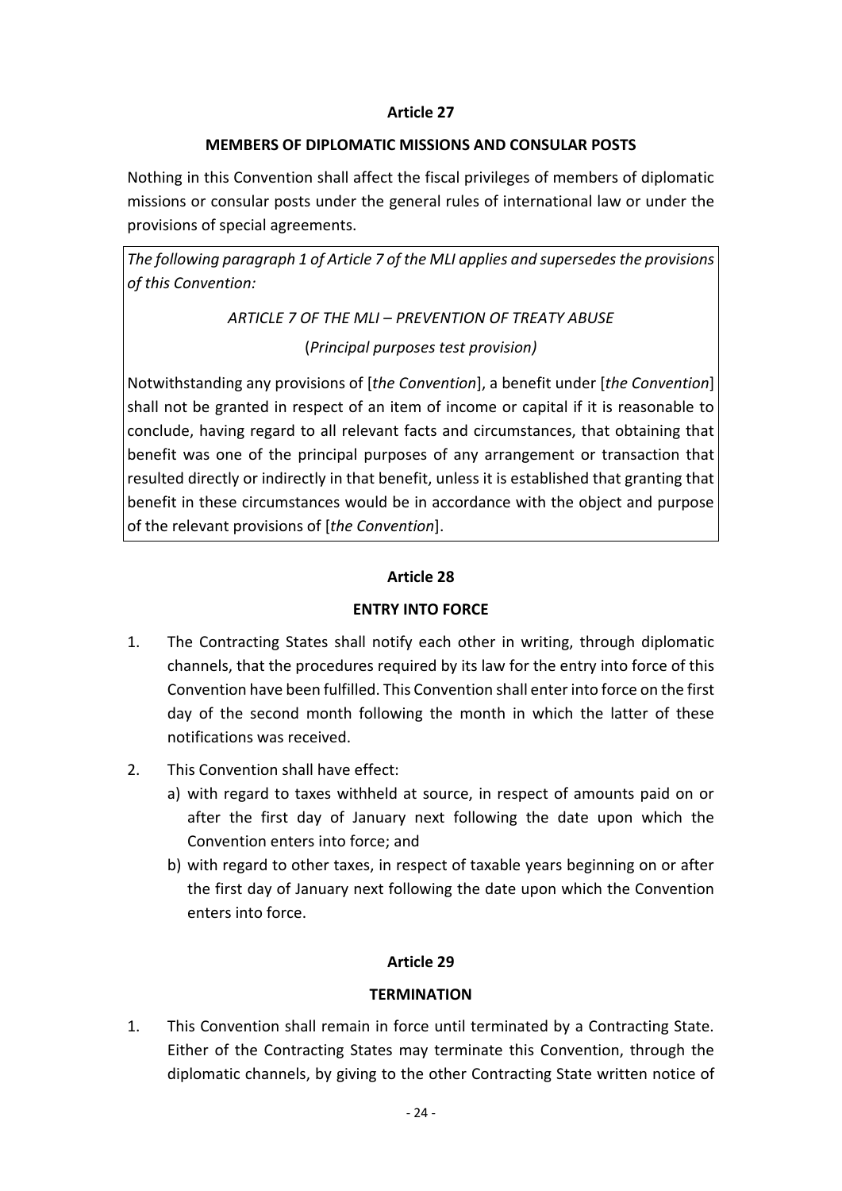## Article 27

### MEMBERS OF DIPLOMATIC MISSIONS AND CONSULAR POSTS

Nothing in this Convention shall affect the fiscal privileges of members of diplomatic missions or consular posts under the general rules of international law or under the provisions of special agreements.

*The following paragraph 1 of Article 7 of the MLI applies and supersedes the provisions of this Convention:*

*ARTICLE 7 OF THE MLI – PREVENTION OF TREATY ABUSE*

(*Principal purposes test provision)*

Notwithstanding any provisions of [*the Convention*], a benefit under [*the Convention*] shall not be granted in respect of an item of income or capital if it is reasonable to conclude, having regard to all relevant facts and circumstances, that obtaining that benefit was one of the principal purposes of any arrangement or transaction that resulted directly or indirectly in that benefit, unless it is established that granting that benefit in these circumstances would be in accordance with the object and purpose of the relevant provisions of [*the Convention*].

## Article 28

### ENTRY INTO FORCE

1. The Contracting States shall notify each other in writing, through diplomatic channels, that the procedures required by its law for the entry into force of this Convention have been fulfilled. This Convention shall enter into force on the first day of the second month following the month in which the latter of these notifications was received.

2. This Convention shall have effect:
   a) with regard to taxes withheld at source, in respect of amounts paid on or after the first day of January next following the date upon which the Convention enters into force; and
   b) with regard to other taxes, in respect of taxable years beginning on or after the first day of January next following the date upon which the Convention enters into force.

## Article 29

### TERMINATION

1. This Convention shall remain in force until terminated by a Contracting State. Either of the Contracting States may terminate this Convention, through the diplomatic channels, by giving to the other Contracting State written notice of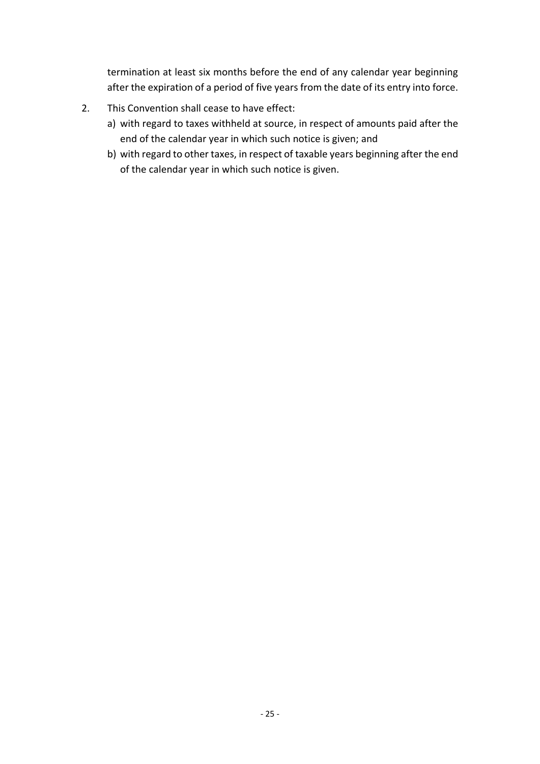termination at least six months before the end of any calendar year beginning after the expiration of a period of five years from the date of its entry into force.

2. This Convention shall cease to have effect:
   a) with regard to taxes withheld at source, in respect of amounts paid after the end of the calendar year in which such notice is given; and
   b) with regard to other taxes, in respect of taxable years beginning after the end of the calendar year in which such notice is given.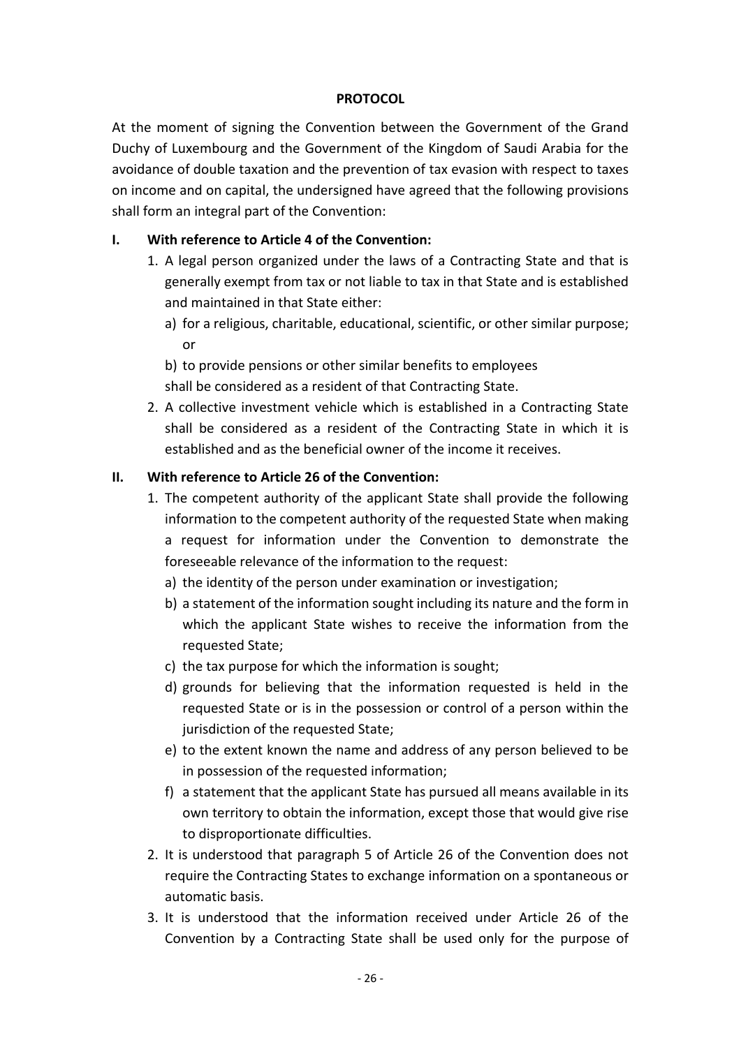**PROTOCOL**

At the moment of signing the Convention between the Government of the Grand Duchy of Luxembourg and the Government of the Kingdom of Saudi Arabia for the avoidance of double taxation and the prevention of tax evasion with respect to taxes on income and on capital, the undersigned have agreed that the following provisions shall form an integral part of the Convention:

**I. With reference to Article 4 of the Convention:**

1. A legal person organized under the laws of a Contracting State and that is generally exempt from tax or not liable to tax in that State and is established and maintained in that State either:
   a) for a religious, charitable, educational, scientific, or other similar purpose; or
   b) to provide pensions or other similar benefits to employees

   shall be considered as a resident of that Contracting State.
2. A collective investment vehicle which is established in a Contracting State shall be considered as a resident of the Contracting State in which it is established and as the beneficial owner of the income it receives.

**II. With reference to Article 26 of the Convention:**

1. The competent authority of the applicant State shall provide the following information to the competent authority of the requested State when making a request for information under the Convention to demonstrate the foreseeable relevance of the information to the request:
   a) the identity of the person under examination or investigation;
   b) a statement of the information sought including its nature and the form in which the applicant State wishes to receive the information from the requested State;
   c) the tax purpose for which the information is sought;
   d) grounds for believing that the information requested is held in the requested State or is in the possession or control of a person within the jurisdiction of the requested State;
   e) to the extent known the name and address of any person believed to be in possession of the requested information;
   f) a statement that the applicant State has pursued all means available in its own territory to obtain the information, except those that would give rise to disproportionate difficulties.
2. It is understood that paragraph 5 of Article 26 of the Convention does not require the Contracting States to exchange information on a spontaneous or automatic basis.
3. It is understood that the information received under Article 26 of the Convention by a Contracting State shall be used only for the purpose of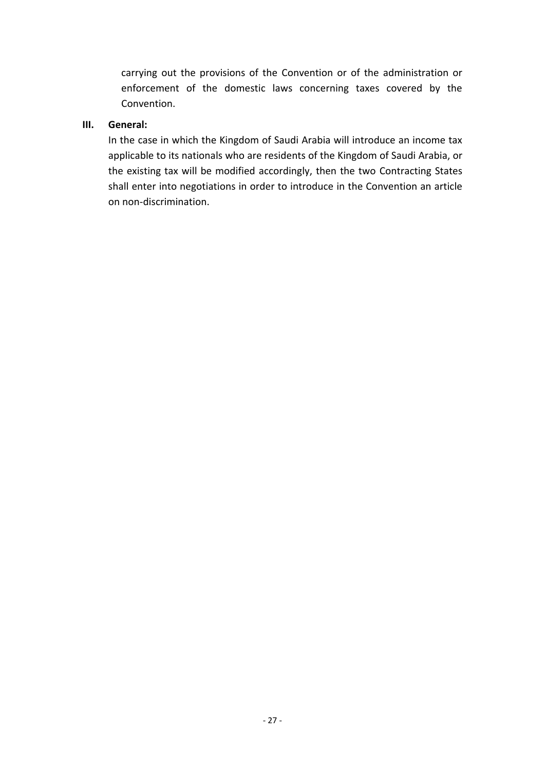carrying out the provisions of the Convention or of the administration or enforcement of the domestic laws concerning taxes covered by the Convention.

**III. General:**

In the case in which the Kingdom of Saudi Arabia will introduce an income tax applicable to its nationals who are residents of the Kingdom of Saudi Arabia, or the existing tax will be modified accordingly, then the two Contracting States shall enter into negotiations in order to introduce in the Convention an article on non-discrimination.